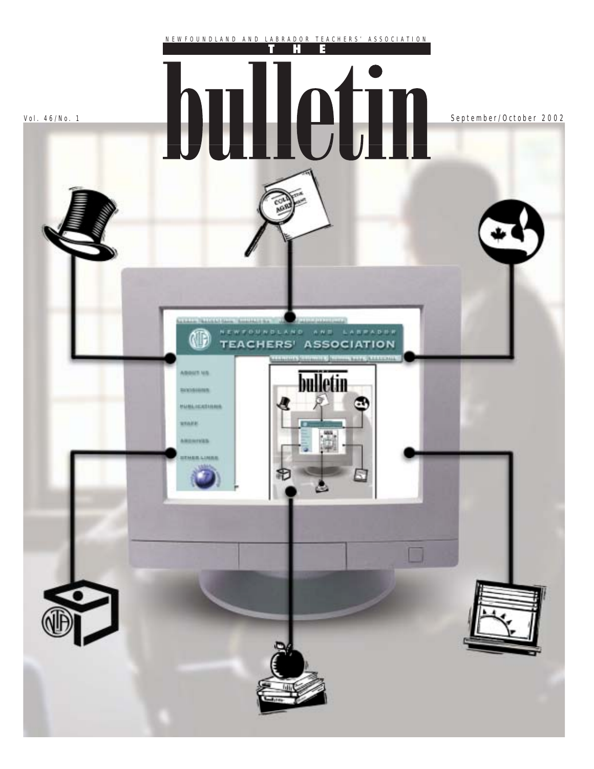NEWFOUNDLAND AND LABRADOR TEACHERS' ASSOCIATION

# THE bulletin

Vol. 46/No. 1

September/October 2002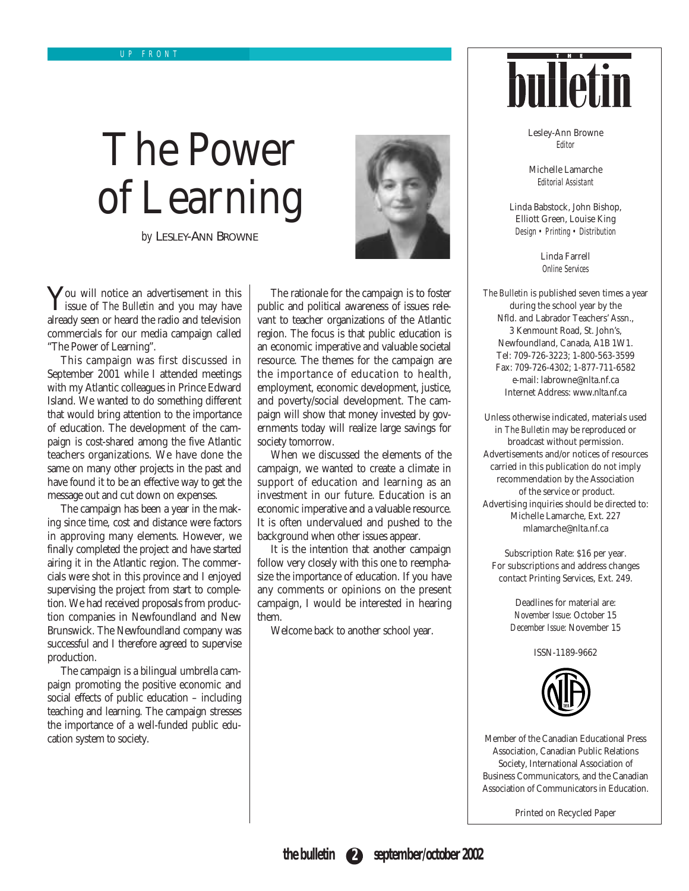UP FRONT

# The Power of Learning

*by* LESLEY-ANN BROWNE

You will notice an advertisement in this issue of *The Bulletin* and you may have already seen or heard the radio and television commercials for our media campaign called "The Power of Learning".

This campaign was first discussed in September 2001 while I attended meetings with my Atlantic colleagues in Prince Edward Island. We wanted to do something different that would bring attention to the importance of education. The development of the campaign is cost-shared among the five Atlantic teachers organizations. We have done the same on many other projects in the past and have found it to be an effective way to get the message out and cut down on expenses.

The campaign has been a year in the making since time, cost and distance were factors in approving many elements. However, we finally completed the project and have started airing it in the Atlantic region. The commercials were shot in this province and I enjoyed supervising the project from start to completion. We had received proposals from production companies in Newfoundland and New Brunswick. The Newfoundland company was successful and I therefore agreed to supervise production.

The campaign is a bilingual umbrella campaign promoting the positive economic and social effects of public education – including teaching and learning. The campaign stresses the importance of a well-funded public education system to society.

The rationale for the campaign is to foster public and political awareness of issues relevant to teacher organizations of the Atlantic region. The focus is that public education is an economic imperative and valuable societal resource. The themes for the campaign are the importance of education to health, employment, economic development, justice, and poverty/social development. The campaign will show that money invested by governments today will realize large savings for society tomorrow.

When we discussed the elements of the campaign, we wanted to create a climate in support of education and learning as an investment in our future. Education is an economic imperative and a valuable resource. It is often undervalued and pushed to the background when other issues appear.

It is the intention that another campaign follow very closely with this one to reemphasize the importance of education. If you have any comments or opinions on the present campaign, I would be interested in hearing them.

Welcome back to another school year.

---

## THE bulletin

Lesley-Ann Browne
*Editor*

Michelle Lamarche
*Editorial Assistant*

Linda Babstock, John Bishop,
Elliott Green, Louise King
*Design • Printing • Distribution*

Linda Farrell
*Online Services*

*The Bulletin* is published seven times a year during the school year by the Nfld. and Labrador Teachers' Assn., 3 Kenmount Road, St. John's, Newfoundland, Canada, A1B 1W1.
Tel: 709-726-3223; 1-800-563-3599
Fax: 709-726-4302; 1-877-711-6582
e-mail: labrowne@nlta.nf.ca
Internet Address: www.nlta.nf.ca

Unless otherwise indicated, materials used in *The Bulletin* may be reproduced or broadcast without permission. Advertisements and/or notices of resources carried in this publication do not imply recommendation by the Association of the service or product. Advertising inquiries should be directed to: Michelle Lamarche, Ext. 227
mlamarche@nlta.nf.ca

Subscription Rate: $16 per year. For subscriptions and address changes contact Printing Services, Ext. 249.

Deadlines for material are:
*November Issue:* October 15
*December Issue:* November 15

ISSN-1189-9662

Member of the Canadian Educational Press Association, Canadian Public Relations Society, International Association of Business Communicators, and the Canadian Association of Communicators in Education.

Printed on Recycled Paper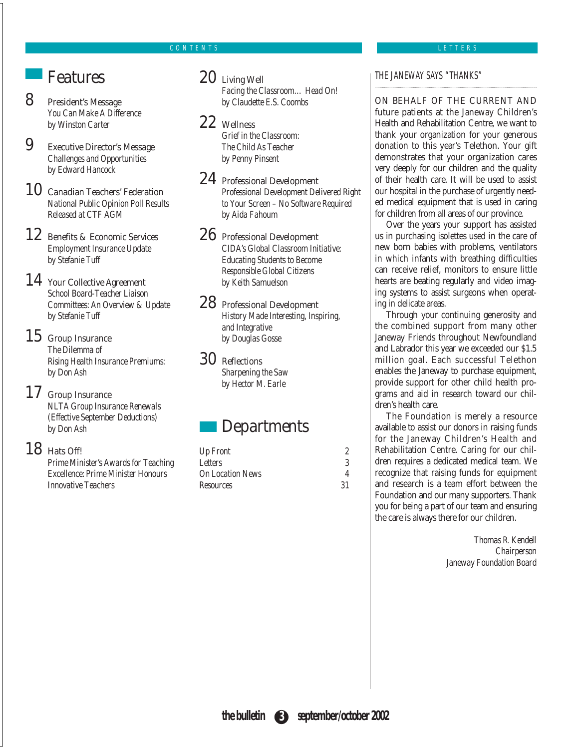# CONTENTS

## Features

**8** President's Message
You Can Make A Difference
by Winston Carter

**9** Executive Director's Message
Challenges and Opportunities
by Edward Hancock

**10** Canadian Teachers' Federation
National Public Opinion Poll Results Released at CTF AGM

**12** Benefits & Economic Services
Employment Insurance Update
by Stefanie Tuff

**14** Your Collective Agreement
School Board-Teacher Liaison Committees: An Overview & Update
by Stefanie Tuff

**15** Group Insurance
The Dilemma of Rising Health Insurance Premiums:
by Don Ash

**17** Group Insurance
NLTA Group Insurance Renewals (Effective September Deductions)
by Don Ash

**18** Hats Off!
Prime Minister's Awards for Teaching Excellence: Prime Minister Honours Innovative Teachers

**20** Living Well
Facing the Classroom… Head On!
by Claudette E.S. Coombs

**22** Wellness
Grief in the Classroom: The Child As Teacher
by Penny Pinsent

**24** Professional Development
Professional Development Delivered Right to Your Screen – No Software Required
by Aida Fahoum

**26** Professional Development
CIDA's Global Classroom Initiative: Educating Students to Become Responsible Global Citizens
by Keith Samuelson

**28** Professional Development
History Made Interesting, Inspiring, and Integrative
by Douglas Gosse

**30** Reflections
Sharpening the Saw
by Hector M. Earle

## Departments

| | |
|---|---|
| Up Front | 2 |
| Letters | 3 |
| On Location News | 4 |
| Resources | 31 |

# LETTERS

### THE JANEWAY SAYS "THANKS"

ON BEHALF OF THE CURRENT AND future patients at the Janeway Children's Health and Rehabilitation Centre, we want to thank your organization for your generous donation to this year's Telethon. Your gift demonstrates that your organization cares very deeply for our children and the quality of their health care. It will be used to assist our hospital in the purchase of urgently needed medical equipment that is used in caring for children from all areas of our province.

Over the years your support has assisted us in purchasing isolettes used in the care of new born babies with problems, ventilators in which infants with breathing difficulties can receive relief, monitors to ensure little hearts are beating regularly and video imaging systems to assist surgeons when operating in delicate areas.

Through your continuing generosity and the combined support from many other Janeway Friends throughout Newfoundland and Labrador this year we exceeded our $1.5 million goal. Each successful Telethon enables the Janeway to purchase equipment, provide support for other child health programs and aid in research toward our children's health care.

The Foundation is merely a resource available to assist our donors in raising funds for the Janeway Children's Health and Rehabilitation Centre. Caring for our children requires a dedicated medical team. We recognize that raising funds for equipment and research is a team effort between the Foundation and our many supporters. Thank you for being a part of our team and ensuring the care is always there for our children.

Thomas R. Kendell
Chairperson
Janeway Foundation Board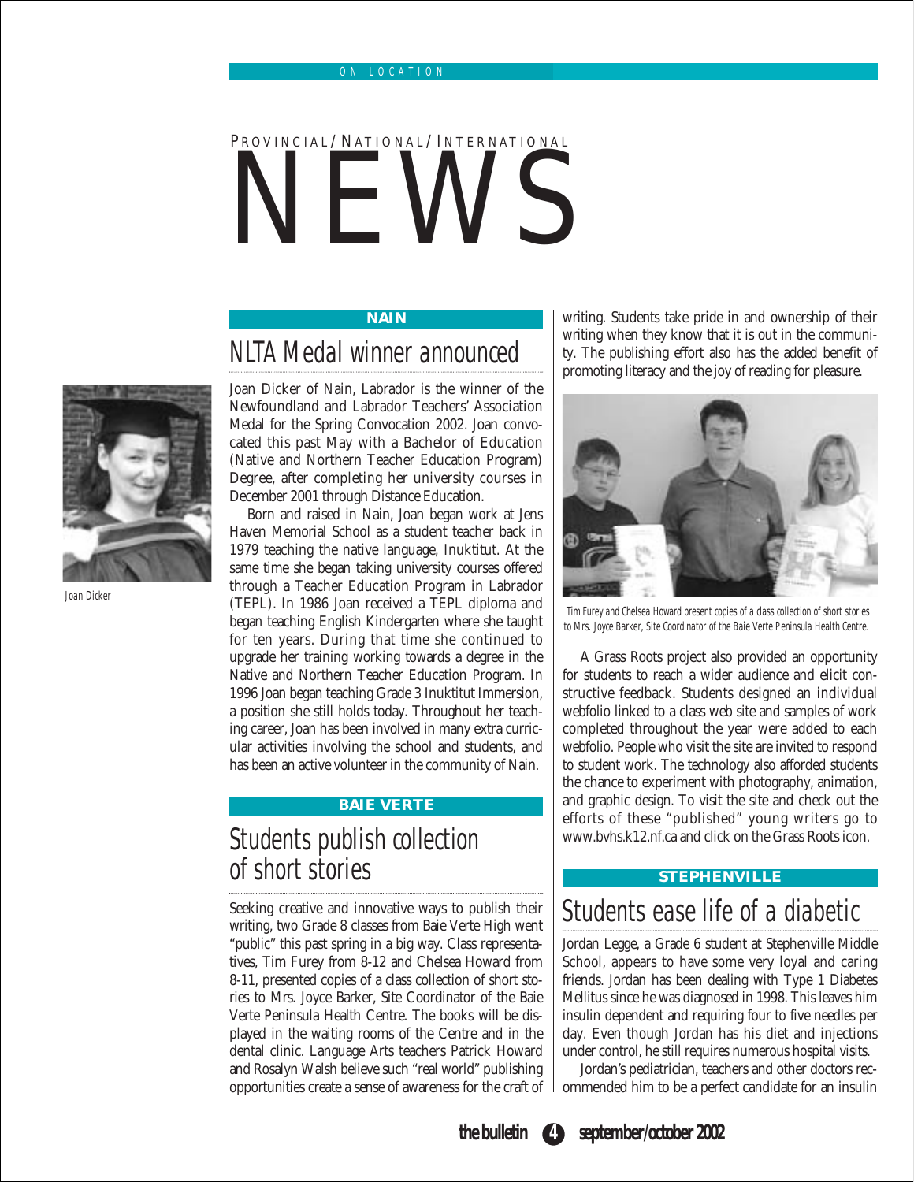ON LOCATION

# PROVINCIAL/NATIONAL/INTERNATIONAL NEWS

**NAIN**

## NLTA Medal winner announced

Joan Dicker

Joan Dicker of Nain, Labrador is the winner of the Newfoundland and Labrador Teachers' Association Medal for the Spring Convocation 2002. Joan convocated this past May with a Bachelor of Education (Native and Northern Teacher Education Program) Degree, after completing her university courses in December 2001 through Distance Education.

Born and raised in Nain, Joan began work at Jens Haven Memorial School as a student teacher back in 1979 teaching the native language, Inuktitut. At the same time she began taking university courses offered through a Teacher Education Program in Labrador (TEPL). In 1986 Joan received a TEPL diploma and began teaching English Kindergarten where she taught for ten years. During that time she continued to upgrade her training working towards a degree in the Native and Northern Teacher Education Program. In 1996 Joan began teaching Grade 3 Inuktitut Immersion, a position she still holds today. Throughout her teaching career, Joan has been involved in many extra curricular activities involving the school and students, and has been an active volunteer in the community of Nain.

**BAIE VERTE**

## Students publish collection of short stories

Seeking creative and innovative ways to publish their writing, two Grade 8 classes from Baie Verte High went "public" this past spring in a big way. Class representatives, Tim Furey from 8-12 and Chelsea Howard from 8-11, presented copies of a class collection of short stories to Mrs. Joyce Barker, Site Coordinator of the Baie Verte Peninsula Health Centre. The books will be displayed in the waiting rooms of the Centre and in the dental clinic. Language Arts teachers Patrick Howard and Rosalyn Walsh believe such "real world" publishing opportunities create a sense of awareness for the craft of writing. Students take pride in and ownership of their writing when they know that it is out in the community. The publishing effort also has the added benefit of promoting literacy and the joy of reading for pleasure.

Tim Furey and Chelsea Howard present copies of a class collection of short stories to Mrs. Joyce Barker, Site Coordinator of the Baie Verte Peninsula Health Centre.

A Grass Roots project also provided an opportunity for students to reach a wider audience and elicit constructive feedback. Students designed an individual webfolio linked to a class web site and samples of work completed throughout the year were added to each webfolio. People who visit the site are invited to respond to student work. The technology also afforded students the chance to experiment with photography, animation, and graphic design. To visit the site and check out the efforts of these "published" young writers go to www.bvhs.k12.nf.ca and click on the Grass Roots icon.

**STEPHENVILLE**

## Students ease life of a diabetic

Jordan Legge, a Grade 6 student at Stephenville Middle School, appears to have some very loyal and caring friends. Jordan has been dealing with Type 1 Diabetes Mellitus since he was diagnosed in 1998. This leaves him insulin dependent and requiring four to five needles per day. Even though Jordan has his diet and injections under control, he still requires numerous hospital visits.

Jordan's pediatrician, teachers and other doctors recommended him to be a perfect candidate for an insulin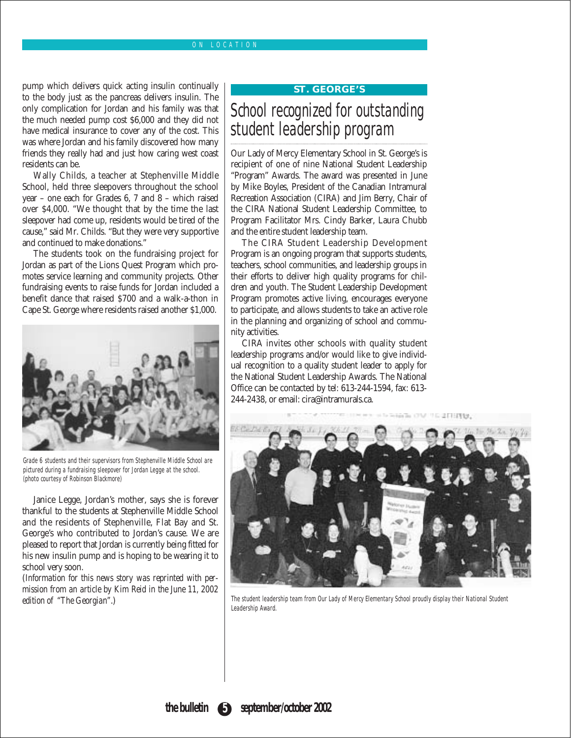pump which delivers quick acting insulin continually to the body just as the pancreas delivers insulin. The only complication for Jordan and his family was that the much needed pump cost $6,000 and they did not have medical insurance to cover any of the cost. This was where Jordan and his family discovered how many friends they really had and just how caring west coast residents can be.

Wally Childs, a teacher at Stephenville Middle School, held three sleepovers throughout the school year – one each for Grades 6, 7 and 8 – which raised over $4,000. "We thought that by the time the last sleepover had come up, residents would be tired of the cause," said Mr. Childs. "But they were very supportive and continued to make donations."

The students took on the fundraising project for Jordan as part of the Lions Quest Program which promotes service learning and community projects. Other fundraising events to raise funds for Jordan included a benefit dance that raised $700 and a walk-a-thon in Cape St. George where residents raised another $1,000.

Grade 6 students and their supervisors from Stephenville Middle School are pictured during a fundraising sleepover for Jordan Legge at the school. (photo courtesy of Robinson Blackmore)

Janice Legge, Jordan's mother, says she is forever thankful to the students at Stephenville Middle School and the residents of Stephenville, Flat Bay and St. George's who contributed to Jordan's cause. We are pleased to report that Jordan is currently being fitted for his new insulin pump and is hoping to be wearing it to school very soon.

*(Information for this news story was reprinted with permission from an article by Kim Reid in the June 11, 2002 edition of "The Georgian".)*

**ST. GEORGE'S**

## School recognized for outstanding student leadership program

Our Lady of Mercy Elementary School in St. George's is recipient of one of nine National Student Leadership "Program" Awards. The award was presented in June by Mike Boyles, President of the Canadian Intramural Recreation Association (CIRA) and Jim Berry, Chair of the CIRA National Student Leadership Committee, to Program Facilitator Mrs. Cindy Barker, Laura Chubb and the entire student leadership team.

The CIRA Student Leadership Development Program is an ongoing program that supports students, teachers, school communities, and leadership groups in their efforts to deliver high quality programs for children and youth. The Student Leadership Development Program promotes active living, encourages everyone to participate, and allows students to take an active role in the planning and organizing of school and community activities.

CIRA invites other schools with quality student leadership programs and/or would like to give individual recognition to a quality student leader to apply for the National Student Leadership Awards. The National Office can be contacted by tel: 613-244-1594, fax: 613-244-2438, or email: cira@intramurals.ca.

The student leadership team from Our Lady of Mercy Elementary School proudly display their National Student Leadership Award.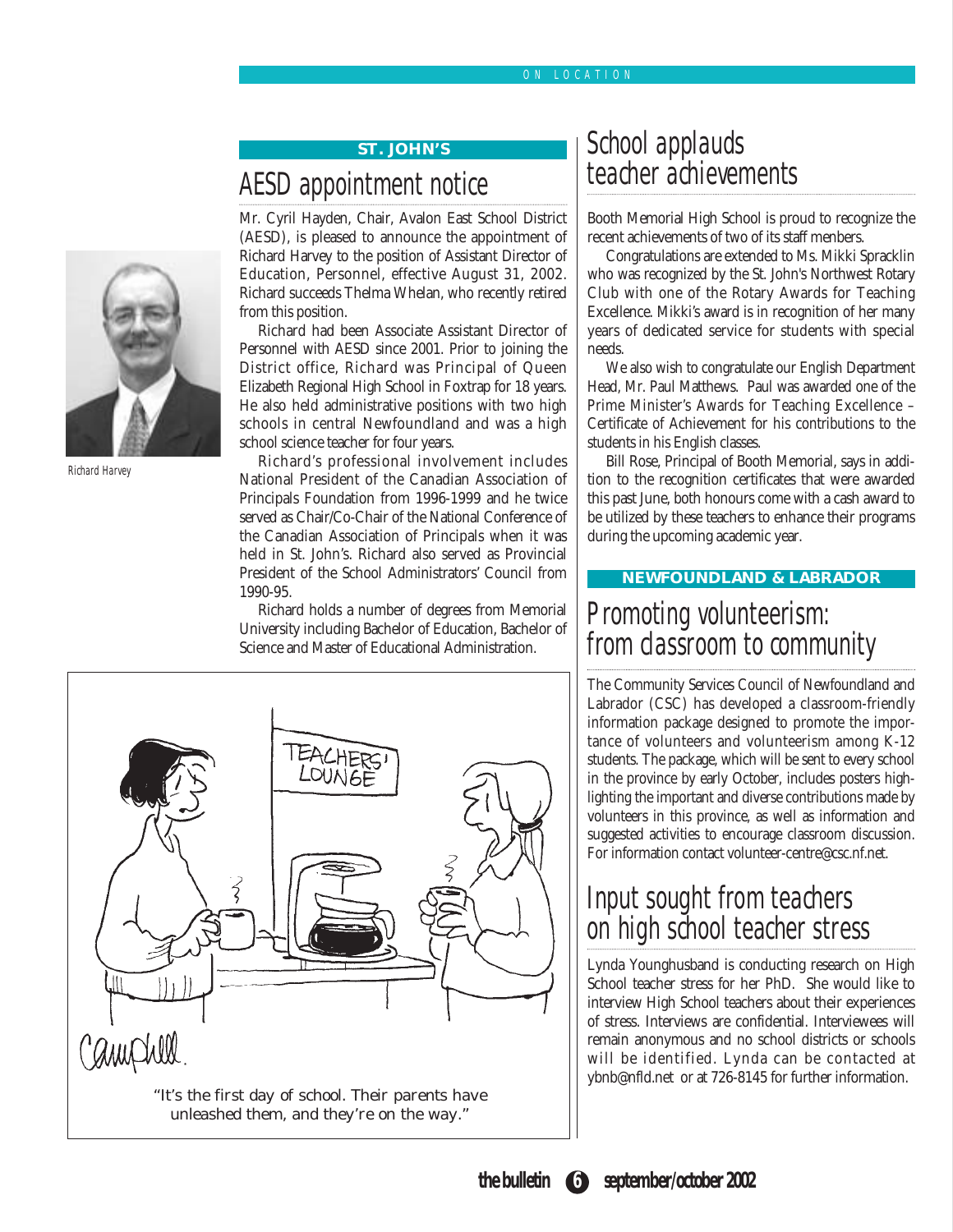## ST. JOHN'S

# AESD appointment notice

Mr. Cyril Hayden, Chair, Avalon East School District (AESD), is pleased to announce the appointment of Richard Harvey to the position of Assistant Director of Education, Personnel, effective August 31, 2002. Richard succeeds Thelma Whelan, who recently retired from this position.

Richard had been Associate Assistant Director of Personnel with AESD since 2001. Prior to joining the District office, Richard was Principal of Queen Elizabeth Regional High School in Foxtrap for 18 years. He also held administrative positions with two high schools in central Newfoundland and was a high school science teacher for four years.

Richard's professional involvement includes National President of the Canadian Association of Principals Foundation from 1996-1999 and he twice served as Chair/Co-Chair of the National Conference of the Canadian Association of Principals when it was held in St. John's. Richard also served as Provincial President of the School Administrators' Council from 1990-95.

Richard holds a number of degrees from Memorial University including Bachelor of Education, Bachelor of Science and Master of Educational Administration.

*Richard Harvey*

"It's the first day of school. Their parents have unleashed them, and they're on the way."

# School applauds teacher achievements

Booth Memorial High School is proud to recognize the recent achievements of two of its staff members.

Congratulations are extended to Ms. Mikki Spracklin who was recognized by the St. John's Northwest Rotary Club with one of the Rotary Awards for Teaching Excellence. Mikki's award is in recognition of her many years of dedicated service for students with special needs.

We also wish to congratulate our English Department Head, Mr. Paul Matthews. Paul was awarded one of the Prime Minister's Awards for Teaching Excellence – Certificate of Achievement for his contributions to the students in his English classes.

Bill Rose, Principal of Booth Memorial, says in addition to the recognition certificates that were awarded this past June, both honours come with a cash award to be utilized by these teachers to enhance their programs during the upcoming academic year.

## NEWFOUNDLAND & LABRADOR

# Promoting volunteerism: from classroom to community

The Community Services Council of Newfoundland and Labrador (CSC) has developed a classroom-friendly information package designed to promote the importance of volunteers and volunteerism among K-12 students. The package, which will be sent to every school in the province by early October, includes posters highlighting the important and diverse contributions made by volunteers in this province, as well as information and suggested activities to encourage classroom discussion. For information contact volunteer-centre@csc.nf.net.

# Input sought from teachers on high school teacher stress

Lynda Younghusband is conducting research on High School teacher stress for her PhD. She would like to interview High School teachers about their experiences of stress. Interviews are confidential. Interviewees will remain anonymous and no school districts or schools will be identified. Lynda can be contacted at ybnb@nfld.net or at 726-8145 for further information.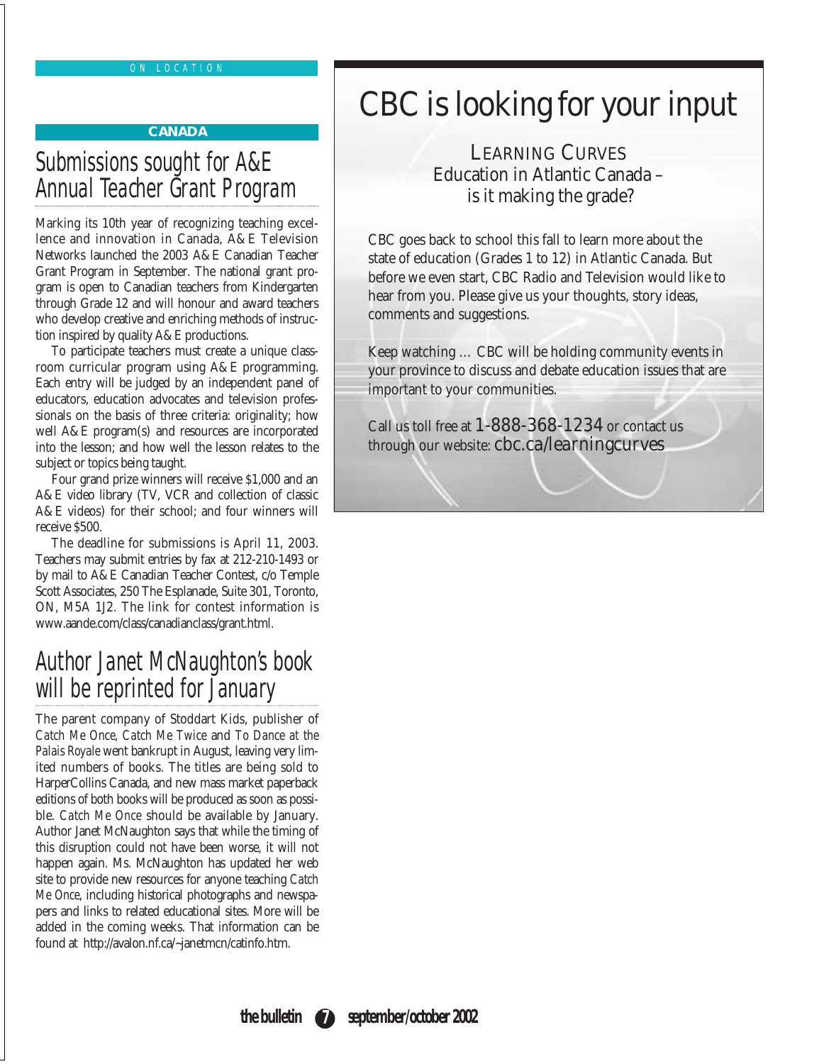ON LOCATION

**CANADA**

## Submissions sought for A&E Annual Teacher Grant Program

Marking its 10th year of recognizing teaching excellence and innovation in Canada, A&E Television Networks launched the 2003 A&E Canadian Teacher Grant Program in September. The national grant program is open to Canadian teachers from Kindergarten through Grade 12 and will honour and award teachers who develop creative and enriching methods of instruction inspired by quality A&E productions.

To participate teachers must create a unique classroom curricular program using A&E programming. Each entry will be judged by an independent panel of educators, education advocates and television professionals on the basis of three criteria: originality; how well A&E program(s) and resources are incorporated into the lesson; and how well the lesson relates to the subject or topics being taught.

Four grand prize winners will receive $1,000 and an A&E video library (TV, VCR and collection of classic A&E videos) for their school; and four winners will receive $500.

The deadline for submissions is April 11, 2003. Teachers may submit entries by fax at 212-210-1493 or by mail to A&E Canadian Teacher Contest, c/o Temple Scott Associates, 250 The Esplanade, Suite 301, Toronto, ON, M5A 1J2. The link for contest information is www.aande.com/class/canadianclass/grant.html.

## Author Janet McNaughton's book will be reprinted for January

The parent company of Stoddart Kids, publisher of *Catch Me Once, Catch Me Twice* and *To Dance at the Palais Royale* went bankrupt in August, leaving very limited numbers of books. The titles are being sold to HarperCollins Canada, and new mass market paperback editions of both books will be produced as soon as possible. *Catch Me Once* should be available by January. Author Janet McNaughton says that while the timing of this disruption could not have been worse, it will not happen again. Ms. McNaughton has updated her web site to provide new resources for anyone teaching *Catch Me Once*, including historical photographs and newspapers and links to related educational sites. More will be added in the coming weeks. That information can be found at http://avalon.nf.ca/~janetmcn/catinfo.htm.

# CBC is looking for your input

LEARNING CURVES
Education in Atlantic Canada – is it making the grade?

CBC goes back to school this fall to learn more about the state of education (Grades 1 to 12) in Atlantic Canada. But before we even start, CBC Radio and Television would like to hear from you. Please give us your thoughts, story ideas, comments and suggestions.

Keep watching … CBC will be holding community events in your province to discuss and debate education issues that are important to your communities.

Call us toll free at **1-888-368-1234** or contact us through our website: **cbc.ca/learningcurves**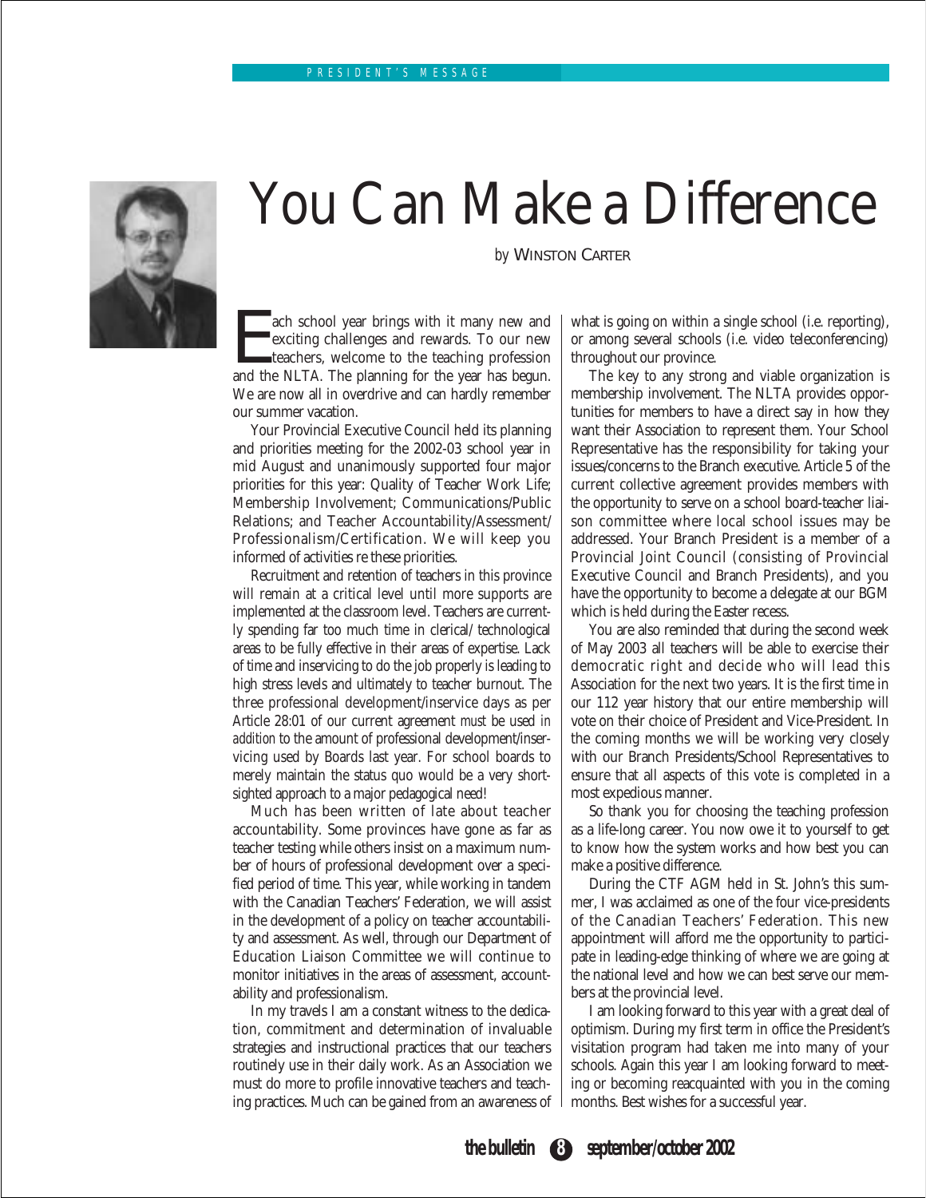PRESIDENT'S MESSAGE

# You Can Make a Difference

*by* WINSTON CARTER

Each school year brings with it many new and exciting challenges and rewards. To our new teachers, welcome to the teaching profession and the NLTA. The planning for the year has begun. We are now all in overdrive and can hardly remember our summer vacation.

Your Provincial Executive Council held its planning and priorities meeting for the 2002-03 school year in mid August and unanimously supported four major priorities for this year: Quality of Teacher Work Life; Membership Involvement; Communications/Public Relations; and Teacher Accountability/Assessment/Professionalism/Certification. We will keep you informed of activities re these priorities.

Recruitment and retention of teachers in this province will remain at a critical level until more supports are implemented at the classroom level. Teachers are currently spending far too much time in clerical/ technological areas to be fully effective in their areas of expertise. Lack of time and inservicing to do the job properly is leading to high stress levels and ultimately to teacher burnout. The three professional development/inservice days as per Article 28:01 of our current agreement *must* be used *in addition* to the amount of professional development/inservicing used by Boards last year. For school boards to merely maintain the status quo would be a very short-sighted approach to a major pedagogical need!

Much has been written of late about teacher accountability. Some provinces have gone as far as teacher testing while others insist on a maximum number of hours of professional development over a specified period of time. This year, while working in tandem with the Canadian Teachers' Federation, we will assist in the development of a policy on teacher accountability and assessment. As well, through our Department of Education Liaison Committee we will continue to monitor initiatives in the areas of assessment, accountability and professionalism.

In my travels I am a constant witness to the dedication, commitment and determination of invaluable strategies and instructional practices that our teachers routinely use in their daily work. As an Association we must do more to profile innovative teachers and teaching practices. Much can be gained from an awareness of what is going on within a single school (i.e. reporting), or among several schools (i.e. video teleconferencing) throughout our province.

The key to any strong and viable organization is membership involvement. The NLTA provides opportunities for members to have a direct say in how they want their Association to represent them. Your School Representative has the responsibility for taking your issues/concerns to the Branch executive. Article 5 of the current collective agreement provides members with the opportunity to serve on a school board-teacher liaison committee where local school issues may be addressed. Your Branch President is a member of a Provincial Joint Council (consisting of Provincial Executive Council and Branch Presidents), and you have the opportunity to become a delegate at our BGM which is held during the Easter recess.

You are also reminded that during the second week of May 2003 all teachers will be able to exercise their democratic right and decide who will lead this Association for the next two years. It is the first time in our 112 year history that our entire membership will vote on their choice of President and Vice-President. In the coming months we will be working very closely with our Branch Presidents/School Representatives to ensure that all aspects of this vote is completed in a most expedious manner.

So thank you for choosing the teaching profession as a life-long career. You now owe it to yourself to get to know how the system works and how best you can make a positive difference.

During the CTF AGM held in St. John's this summer, I was acclaimed as one of the four vice-presidents of the Canadian Teachers' Federation. This new appointment will afford me the opportunity to participate in leading-edge thinking of where we are going at the national level and how we can best serve our members at the provincial level.

I am looking forward to this year with a great deal of optimism. During my first term in office the President's visitation program had taken me into many of your schools. Again this year I am looking forward to meeting or becoming reacquainted with you in the coming months. Best wishes for a successful year.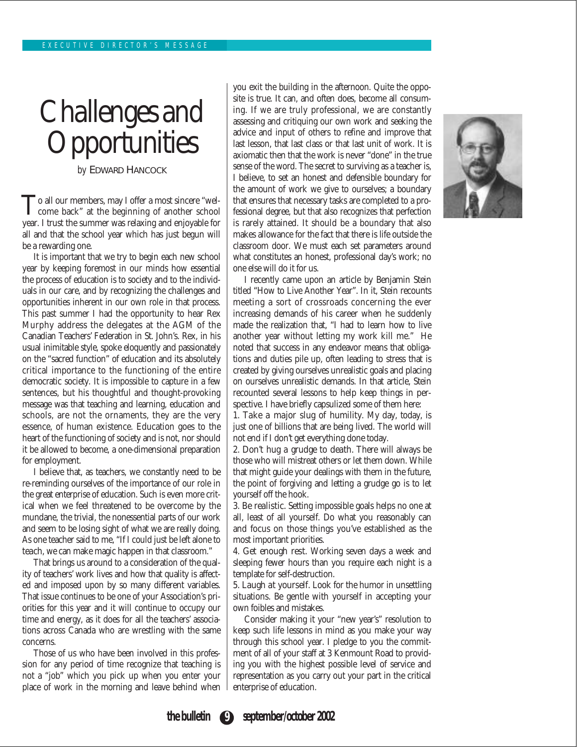EXECUTIVE DIRECTOR'S MESSAGE

# Challenges and Opportunities

*by* EDWARD HANCOCK

To all our members, may I offer a most sincere "welcome back" at the beginning of another school year. I trust the summer was relaxing and enjoyable for all and that the school year which has just begun will be a rewarding one.

It is important that we try to begin each new school year by keeping foremost in our minds how essential the process of education is to society and to the individuals in our care, and by recognizing the challenges and opportunities inherent in our own role in that process. This past summer I had the opportunity to hear Rex Murphy address the delegates at the AGM of the Canadian Teachers' Federation in St. John's. Rex, in his usual inimitable style, spoke eloquently and passionately on the "sacred function" of education and its absolutely critical importance to the functioning of the entire democratic society. It is impossible to capture in a few sentences, but his thoughtful and thought-provoking message was that teaching and learning, education and schools, are not the ornaments, they are the very essence, of human existence. Education goes to the heart of the functioning of society and is not, nor should it be allowed to become, a one-dimensional preparation for employment.

I believe that, as teachers, we constantly need to be re-reminding ourselves of the importance of our role in the great enterprise of education. Such is even more critical when we feel threatened to be overcome by the mundane, the trivial, the nonessential parts of our work and seem to be losing sight of what we are really doing. As one teacher said to me, "If I could just be left alone to teach, we can make magic happen in that classroom."

That brings us around to a consideration of the quality of teachers' work lives and how that quality is affected and imposed upon by so many different variables. That issue continues to be one of your Association's priorities for this year and it will continue to occupy our time and energy, as it does for all the teachers' associations across Canada who are wrestling with the same concerns.

Those of us who have been involved in this profession for any period of time recognize that teaching is not a "job" which you pick up when you enter your place of work in the morning and leave behind when you exit the building in the afternoon. Quite the opposite is true. It can, and often does, become all consuming. If we are truly professional, we are constantly assessing and critiquing our own work and seeking the advice and input of others to refine and improve that last lesson, that last class or that last unit of work. It is axiomatic then that the work is never "done" in the true sense of the word. The secret to surviving as a teacher is, I believe, to set an honest and defensible boundary for the amount of work we give to ourselves; a boundary that ensures that necessary tasks are completed to a professional degree, but that also recognizes that perfection is rarely attained. It should be a boundary that also makes allowance for the fact that there is life outside the classroom door. We must each set parameters around what constitutes an honest, professional day's work; no one else will do it for us.

I recently came upon an article by Benjamin Stein titled "How to Live Another Year". In it, Stein recounts meeting a sort of crossroads concerning the ever increasing demands of his career when he suddenly made the realization that, "I had to learn how to live another year without letting my work kill me." He noted that success in any endeavor means that obligations and duties pile up, often leading to stress that is created by giving ourselves unrealistic goals and placing on ourselves unrealistic demands. In that article, Stein recounted several lessons to help keep things in perspective. I have briefly capsulized some of them here:

1. Take a major slug of humility. My day, today, is just one of billions that are being lived. The world will not end if I don't get everything done today.
2. Don't hug a grudge to death. There will always be those who will mistreat others or let them down. While that might guide your dealings with them in the future, the point of forgiving and letting a grudge go is to let yourself off the hook.
3. Be realistic. Setting impossible goals helps no one at all, least of all yourself. Do what you reasonably can and focus on those things you've established as the most important priorities.
4. Get enough rest. Working seven days a week and sleeping fewer hours than you require each night is a template for self-destruction.
5. Laugh at yourself. Look for the humor in unsettling situations. Be gentle with yourself in accepting your own foibles and mistakes.

Consider making it your "new year's" resolution to keep such life lessons in mind as you make your way through this school year. I pledge to you the commitment of all of your staff at 3 Kenmount Road to providing you with the highest possible level of service and representation as you carry out your part in the critical enterprise of education.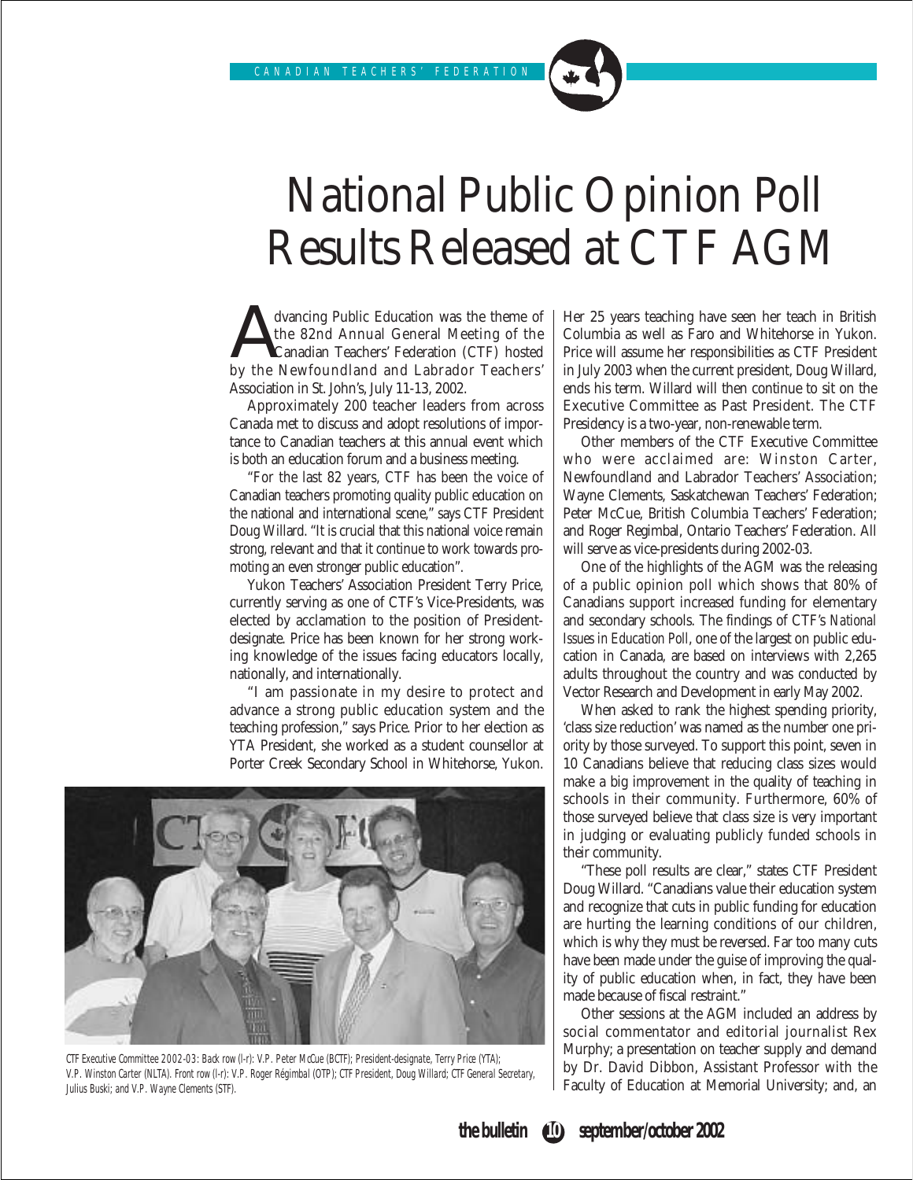# National Public Opinion Poll Results Released at CTF AGM

Advancing Public Education was the theme of the 82nd Annual General Meeting of the Canadian Teachers' Federation (CTF) hosted by the Newfoundland and Labrador Teachers' Association in St. John's, July 11-13, 2002.

Approximately 200 teacher leaders from across Canada met to discuss and adopt resolutions of importance to Canadian teachers at this annual event which is both an education forum and a business meeting.

"For the last 82 years, CTF has been the voice of Canadian teachers promoting quality public education on the national and international scene," says CTF President Doug Willard. "It is crucial that this national voice remain strong, relevant and that it continue to work towards promoting an even stronger public education".

Yukon Teachers' Association President Terry Price, currently serving as one of CTF's Vice-Presidents, was elected by acclamation to the position of President-designate. Price has been known for her strong working knowledge of the issues facing educators locally, nationally, and internationally.

"I am passionate in my desire to protect and advance a strong public education system and the teaching profession," says Price. Prior to her election as YTA President, she worked as a student counsellor at Porter Creek Secondary School in Whitehorse, Yukon.

*CTF Executive Committee 2002-03: Back row (l-r): V.P. Peter McCue (BCTF); President-designate, Terry Price (YTA); V.P. Winston Carter (NLTA). Front row (l-r): V.P. Roger Régimbal (OTP); CTF President, Doug Willard; CTF General Secretary, Julius Buski; and V.P. Wayne Clements (STF).*

Her 25 years teaching have seen her teach in British Columbia as well as Faro and Whitehorse in Yukon. Price will assume her responsibilities as CTF President in July 2003 when the current president, Doug Willard, ends his term. Willard will then continue to sit on the Executive Committee as Past President. The CTF Presidency is a two-year, non-renewable term.

Other members of the CTF Executive Committee who were acclaimed are: Winston Carter, Newfoundland and Labrador Teachers' Association; Wayne Clements, Saskatchewan Teachers' Federation; Peter McCue, British Columbia Teachers' Federation; and Roger Regimbal, Ontario Teachers' Federation. All will serve as vice-presidents during 2002-03.

One of the highlights of the AGM was the releasing of a public opinion poll which shows that 80% of Canadians support increased funding for elementary and secondary schools. The findings of CTF's *National Issues in Education Poll*, one of the largest on public education in Canada, are based on interviews with 2,265 adults throughout the country and was conducted by Vector Research and Development in early May 2002.

When asked to rank the highest spending priority, 'class size reduction' was named as the number one priority by those surveyed. To support this point, seven in 10 Canadians believe that reducing class sizes would make a big improvement in the quality of teaching in schools in their community. Furthermore, 60% of those surveyed believe that class size is very important in judging or evaluating publicly funded schools in their community.

"These poll results are clear," states CTF President Doug Willard. "Canadians value their education system and recognize that cuts in public funding for education are hurting the learning conditions of our children, which is why they must be reversed. Far too many cuts have been made under the guise of improving the quality of public education when, in fact, they have been made because of fiscal restraint."

Other sessions at the AGM included an address by social commentator and editorial journalist Rex Murphy; a presentation on teacher supply and demand by Dr. David Dibbon, Assistant Professor with the Faculty of Education at Memorial University; and, an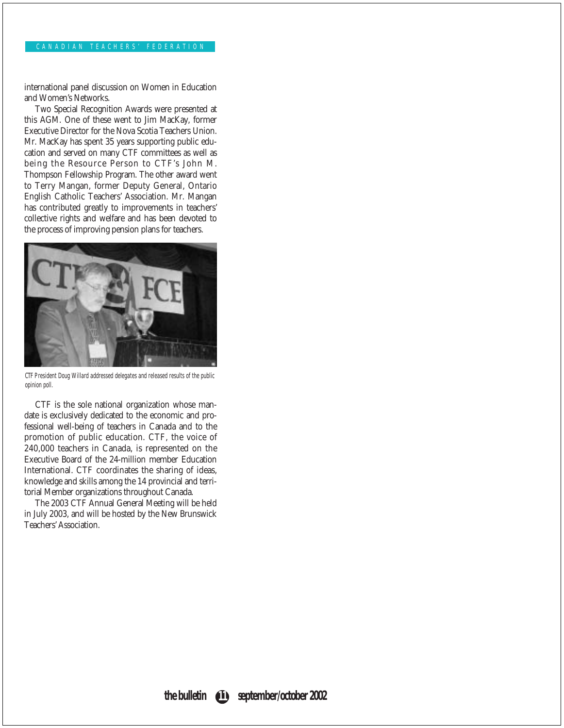international panel discussion on Women in Education and Women's Networks.

Two Special Recognition Awards were presented at this AGM. One of these went to Jim MacKay, former Executive Director for the Nova Scotia Teachers Union. Mr. MacKay has spent 35 years supporting public education and served on many CTF committees as well as being the Resource Person to CTF's John M. Thompson Fellowship Program. The other award went to Terry Mangan, former Deputy General, Ontario English Catholic Teachers' Association. Mr. Mangan has contributed greatly to improvements in teachers' collective rights and welfare and has been devoted to the process of improving pension plans for teachers.

CTF President Doug Willard addressed delegates and released results of the public opinion poll.

CTF is the sole national organization whose mandate is exclusively dedicated to the economic and professional well-being of teachers in Canada and to the promotion of public education. CTF, the voice of 240,000 teachers in Canada, is represented on the Executive Board of the 24-million member Education International. CTF coordinates the sharing of ideas, knowledge and skills among the 14 provincial and territorial Member organizations throughout Canada.

The 2003 CTF Annual General Meeting will be held in July 2003, and will be hosted by the New Brunswick Teachers' Association.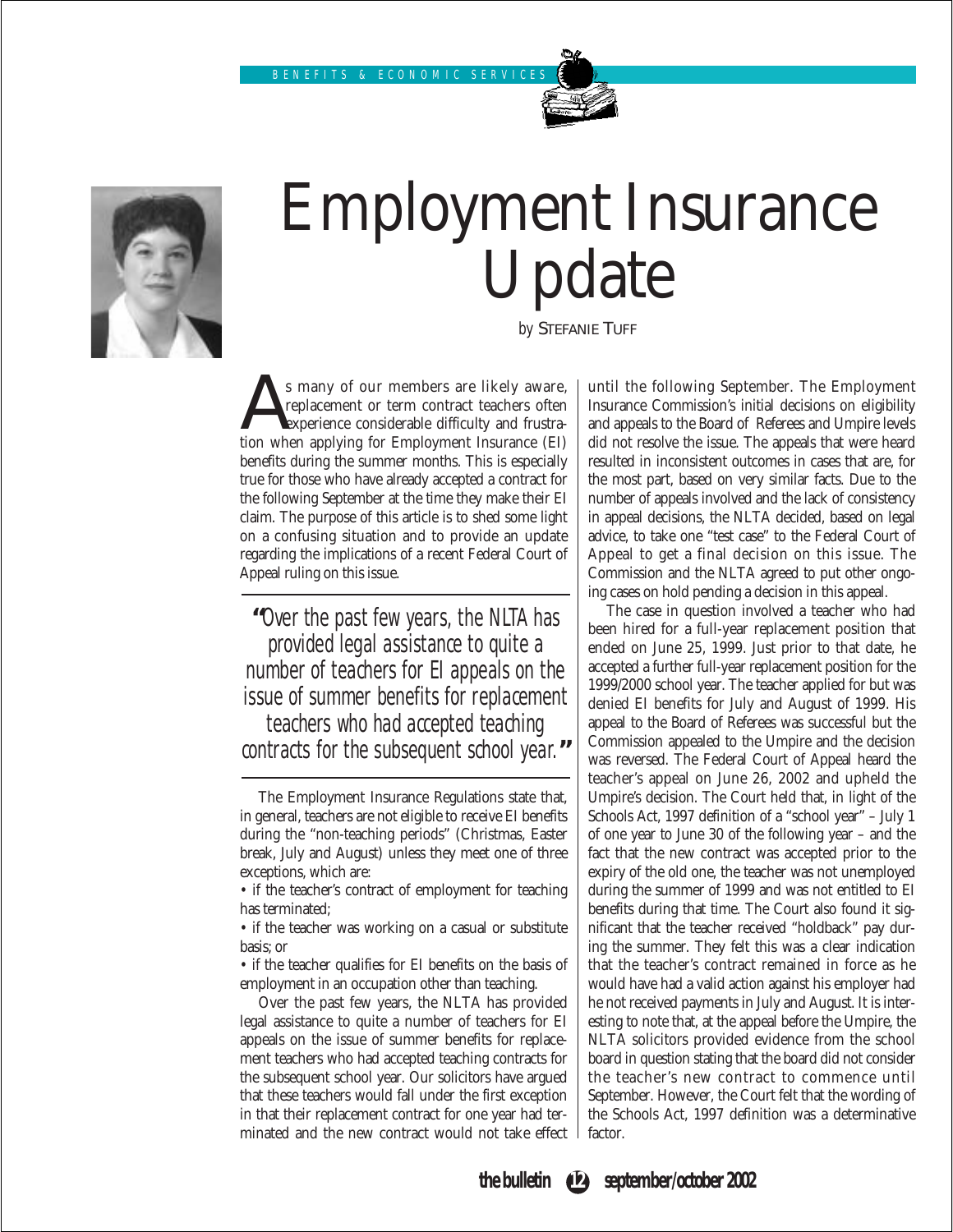# Employment Insurance Update

*by* STEFANIE TUFF

As many of our members are likely aware, replacement or term contract teachers often experience considerable difficulty and frustration when applying for Employment Insurance (EI) benefits during the summer months. This is especially true for those who have already accepted a contract for the following September at the time they make their EI claim. The purpose of this article is to shed some light on a confusing situation and to provide an update regarding the implications of a recent Federal Court of Appeal ruling on this issue.

> *"Over the past few years, the NLTA has provided legal assistance to quite a number of teachers for EI appeals on the issue of summer benefits for replacement teachers who had accepted teaching contracts for the subsequent school year."*

The Employment Insurance Regulations state that, in general, teachers are not eligible to receive EI benefits during the "non-teaching periods" (Christmas, Easter break, July and August) unless they meet one of three exceptions, which are:

- if the teacher's contract of employment for teaching has terminated;
- if the teacher was working on a casual or substitute basis; or
- if the teacher qualifies for EI benefits on the basis of employment in an occupation other than teaching.

Over the past few years, the NLTA has provided legal assistance to quite a number of teachers for EI appeals on the issue of summer benefits for replacement teachers who had accepted teaching contracts for the subsequent school year. Our solicitors have argued that these teachers would fall under the first exception in that their replacement contract for one year had terminated and the new contract would not take effect until the following September. The Employment Insurance Commission's initial decisions on eligibility and appeals to the Board of Referees and Umpire levels did not resolve the issue. The appeals that were heard resulted in inconsistent outcomes in cases that are, for the most part, based on very similar facts. Due to the number of appeals involved and the lack of consistency in appeal decisions, the NLTA decided, based on legal advice, to take one "test case" to the Federal Court of Appeal to get a final decision on this issue. The Commission and the NLTA agreed to put other ongoing cases on hold pending a decision in this appeal.

The case in question involved a teacher who had been hired for a full-year replacement position that ended on June 25, 1999. Just prior to that date, he accepted a further full-year replacement position for the 1999/2000 school year. The teacher applied for but was denied EI benefits for July and August of 1999. His appeal to the Board of Referees was successful but the Commission appealed to the Umpire and the decision was reversed. The Federal Court of Appeal heard the teacher's appeal on June 26, 2002 and upheld the Umpire's decision. The Court held that, in light of the Schools Act, 1997 definition of a "school year" – July 1 of one year to June 30 of the following year – and the fact that the new contract was accepted prior to the expiry of the old one, the teacher was not unemployed during the summer of 1999 and was not entitled to EI benefits during that time. The Court also found it significant that the teacher received "holdback" pay during the summer. They felt this was a clear indication that the teacher's contract remained in force as he would have had a valid action against his employer had he not received payments in July and August. It is interesting to note that, at the appeal before the Umpire, the NLTA solicitors provided evidence from the school board in question stating that the board did not consider the teacher's new contract to commence until September. However, the Court felt that the wording of the Schools Act, 1997 definition was a determinative factor.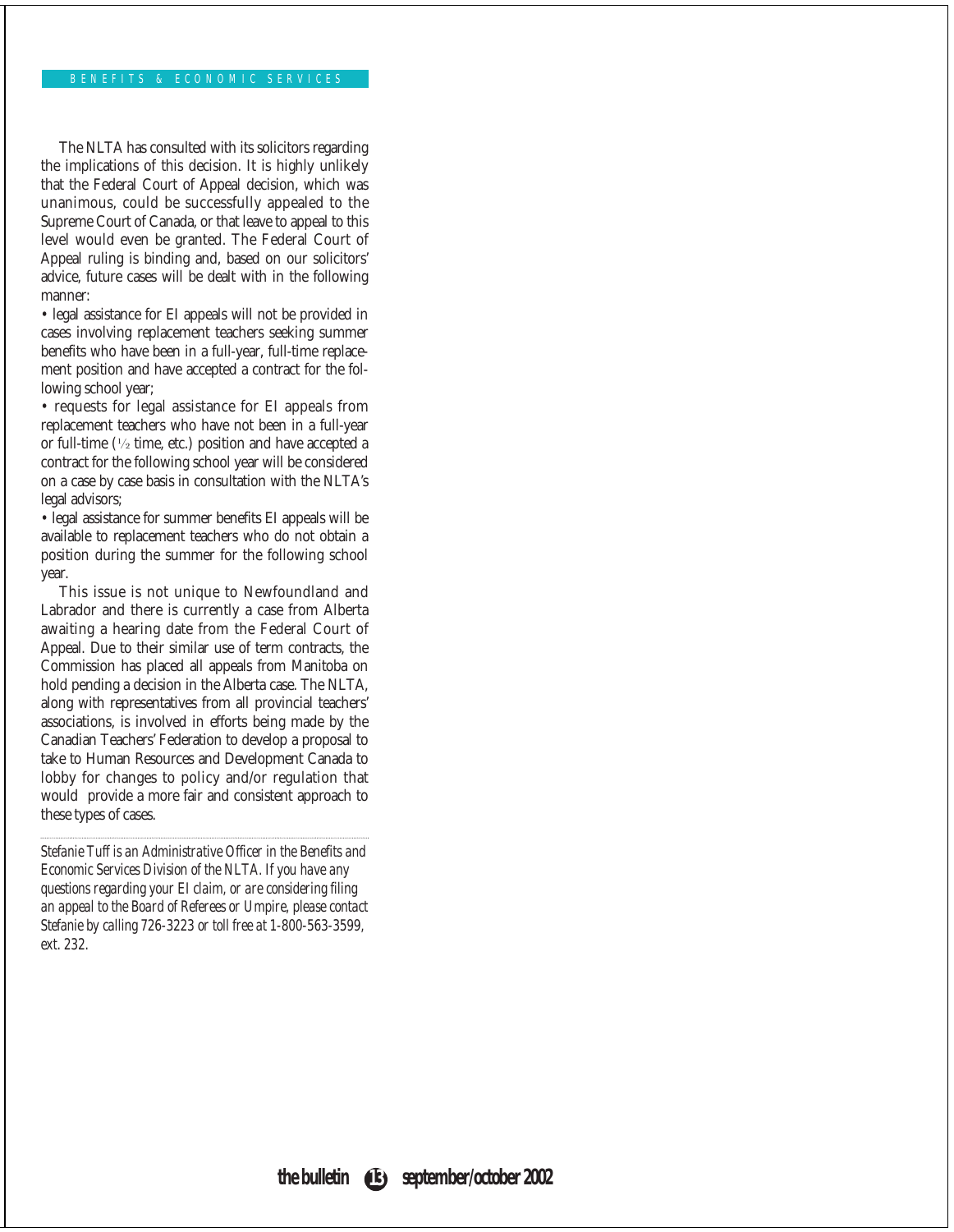The NLTA has consulted with its solicitors regarding the implications of this decision. It is highly unlikely that the Federal Court of Appeal decision, which was unanimous, could be successfully appealed to the Supreme Court of Canada, or that leave to appeal to this level would even be granted. The Federal Court of Appeal ruling is binding and, based on our solicitors' advice, future cases will be dealt with in the following manner:

- legal assistance for EI appeals will not be provided in cases involving replacement teachers seeking summer benefits who have been in a full-year, full-time replacement position and have accepted a contract for the following school year;
- requests for legal assistance for EI appeals from replacement teachers who have not been in a full-year or full-time (½ time, etc.) position and have accepted a contract for the following school year will be considered on a case by case basis in consultation with the NLTA's legal advisors;
- legal assistance for summer benefits EI appeals will be available to replacement teachers who do not obtain a position during the summer for the following school year.

This issue is not unique to Newfoundland and Labrador and there is currently a case from Alberta awaiting a hearing date from the Federal Court of Appeal. Due to their similar use of term contracts, the Commission has placed all appeals from Manitoba on hold pending a decision in the Alberta case. The NLTA, along with representatives from all provincial teachers' associations, is involved in efforts being made by the Canadian Teachers' Federation to develop a proposal to take to Human Resources and Development Canada to lobby for changes to policy and/or regulation that would provide a more fair and consistent approach to these types of cases.

---

*Stefanie Tuff is an Administrative Officer in the Benefits and Economic Services Division of the NLTA. If you have any questions regarding your EI claim, or are considering filing an appeal to the Board of Referees or Umpire, please contact Stefanie by calling 726-3223 or toll free at 1-800-563-3599, ext. 232.*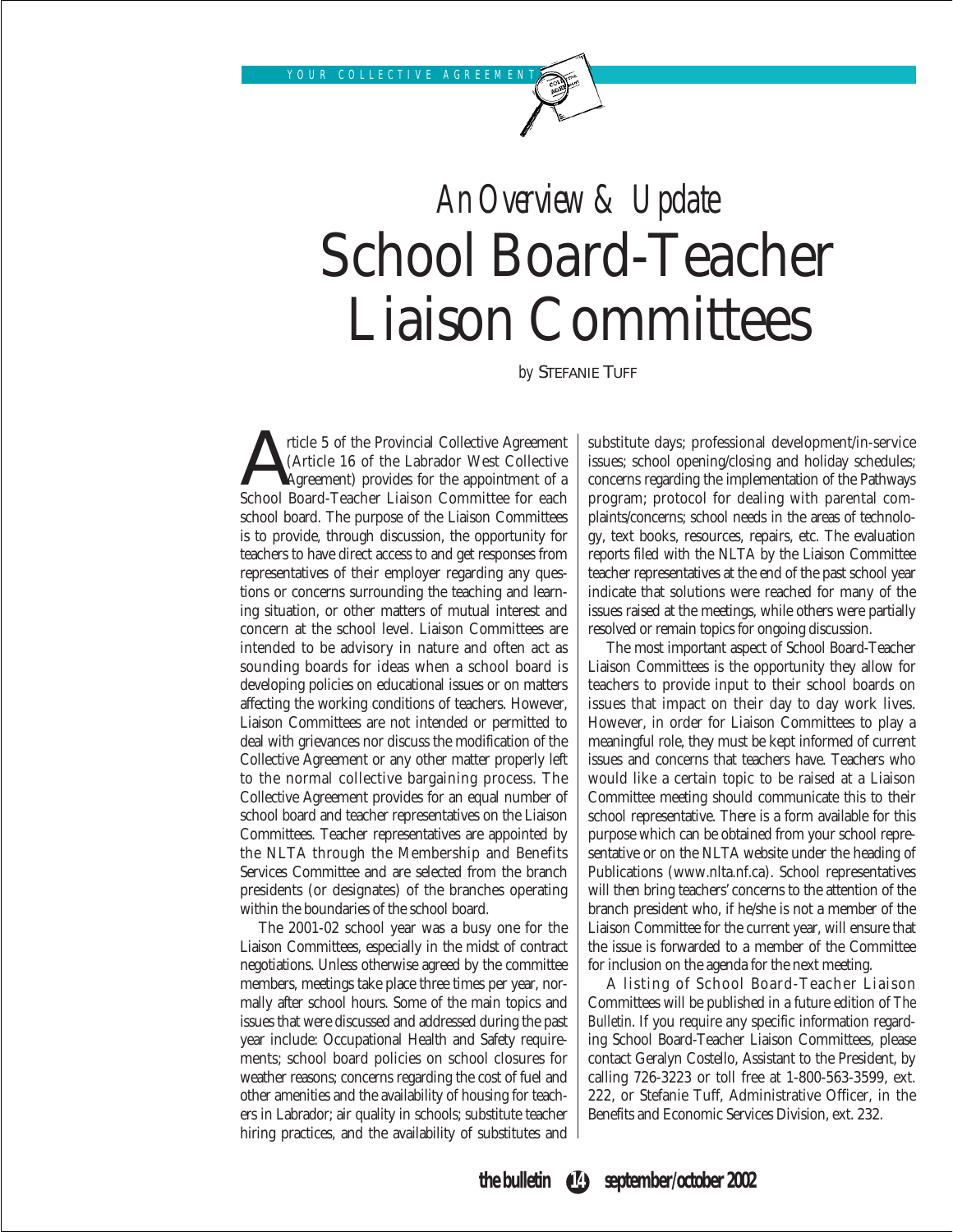# An Overview & Update
# School Board-Teacher Liaison Committees

*by* STEFANIE TUFF

Article 5 of the Provincial Collective Agreement (Article 16 of the Labrador West Collective Agreement) provides for the appointment of a School Board-Teacher Liaison Committee for each school board. The purpose of the Liaison Committees is to provide, through discussion, the opportunity for teachers to have direct access to and get responses from representatives of their employer regarding any questions or concerns surrounding the teaching and learning situation, or other matters of mutual interest and concern at the school level. Liaison Committees are intended to be advisory in nature and often act as sounding boards for ideas when a school board is developing policies on educational issues or on matters affecting the working conditions of teachers. However, Liaison Committees are not intended or permitted to deal with grievances nor discuss the modification of the Collective Agreement or any other matter properly left to the normal collective bargaining process. The Collective Agreement provides for an equal number of school board and teacher representatives on the Liaison Committees. Teacher representatives are appointed by the NLTA through the Membership and Benefits Services Committee and are selected from the branch presidents (or designates) of the branches operating within the boundaries of the school board.

The 2001-02 school year was a busy one for the Liaison Committees, especially in the midst of contract negotiations. Unless otherwise agreed by the committee members, meetings take place three times per year, normally after school hours. Some of the main topics and issues that were discussed and addressed during the past year include: Occupational Health and Safety requirements; school board policies on school closures for weather reasons; concerns regarding the cost of fuel and other amenities and the availability of housing for teachers in Labrador; air quality in schools; substitute teacher hiring practices, and the availability of substitutes and substitute days; professional development/in-service issues; school opening/closing and holiday schedules; concerns regarding the implementation of the Pathways program; protocol for dealing with parental complaints/concerns; school needs in the areas of technology, text books, resources, repairs, etc. The evaluation reports filed with the NLTA by the Liaison Committee teacher representatives at the end of the past school year indicate that solutions were reached for many of the issues raised at the meetings, while others were partially resolved or remain topics for ongoing discussion.

The most important aspect of School Board-Teacher Liaison Committees is the opportunity they allow for teachers to provide input to their school boards on issues that impact on their day to day work lives. However, in order for Liaison Committees to play a meaningful role, they must be kept informed of current issues and concerns that teachers have. Teachers who would like a certain topic to be raised at a Liaison Committee meeting should communicate this to their school representative. There is a form available for this purpose which can be obtained from your school representative or on the NLTA website under the heading of Publications (www.nlta.nf.ca). School representatives will then bring teachers' concerns to the attention of the branch president who, if he/she is not a member of the Liaison Committee for the current year, will ensure that the issue is forwarded to a member of the Committee for inclusion on the agenda for the next meeting.

A listing of School Board-Teacher Liaison Committees will be published in a future edition of *The Bulletin*. If you require any specific information regarding School Board-Teacher Liaison Committees, please contact Geralyn Costello, Assistant to the President, by calling 726-3223 or toll free at 1-800-563-3599, ext. 222, or Stefanie Tuff, Administrative Officer, in the Benefits and Economic Services Division, ext. 232.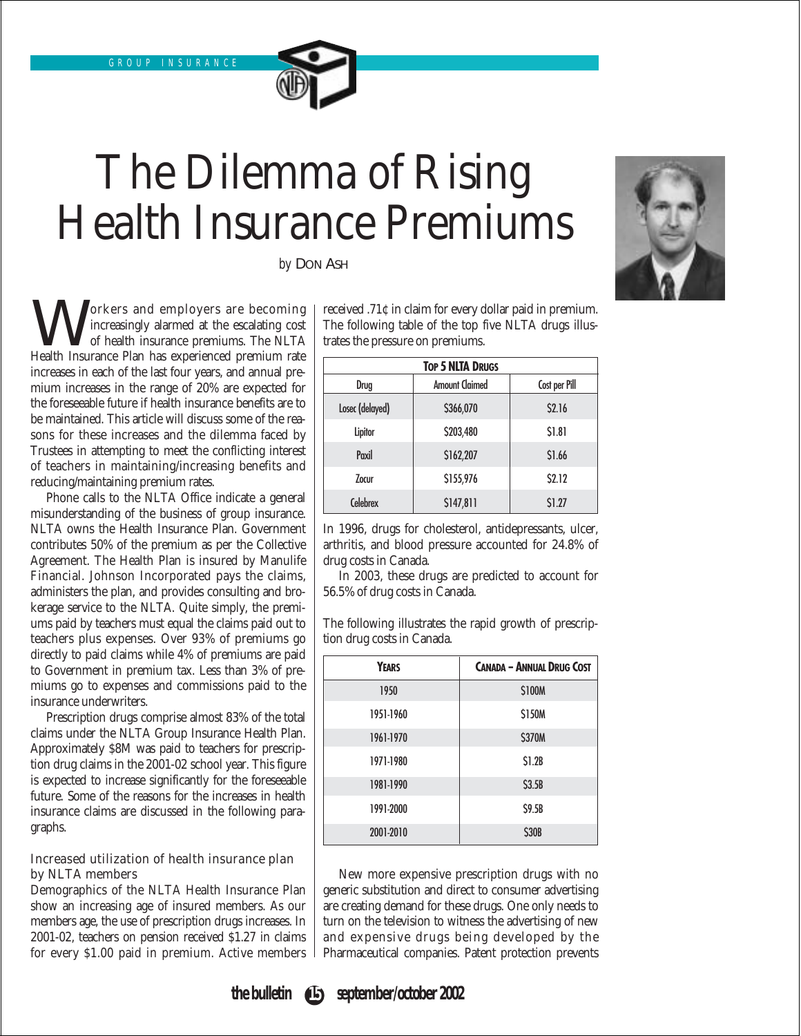# The Dilemma of Rising Health Insurance Premiums

*by* Don Ash

Workers and employers are becoming increasingly alarmed at the escalating cost of health insurance premiums. The NLTA Health Insurance Plan has experienced premium rate increases in each of the last four years, and annual premium increases in the range of 20% are expected for the foreseeable future if health insurance benefits are to be maintained. This article will discuss some of the reasons for these increases and the dilemma faced by Trustees in attempting to meet the conflicting interest of teachers in maintaining/increasing benefits and reducing/maintaining premium rates.

Phone calls to the NLTA Office indicate a general misunderstanding of the business of group insurance. NLTA owns the Health Insurance Plan. Government contributes 50% of the premium as per the Collective Agreement. The Health Plan is insured by Manulife Financial. Johnson Incorporated pays the claims, administers the plan, and provides consulting and brokerage service to the NLTA. Quite simply, the premiums paid by teachers must equal the claims paid out to teachers plus expenses. Over 93% of premiums go directly to paid claims while 4% of premiums are paid to Government in premium tax. Less than 3% of premiums go to expenses and commissions paid to the insurance underwriters.

Prescription drugs comprise almost 83% of the total claims under the NLTA Group Insurance Health Plan. Approximately $8M was paid to teachers for prescription drug claims in the 2001-02 school year. This figure is expected to increase significantly for the foreseeable future. Some of the reasons for the increases in health insurance claims are discussed in the following paragraphs.

### Increased utilization of health insurance plan by NLTA members

Demographics of the NLTA Health Insurance Plan show an increasing age of insured members. As our members age, the use of prescription drugs increases. In 2001-02, teachers on pension received $1.27 in claims for every $1.00 paid in premium. Active members received .71¢ in claim for every dollar paid in premium. The following table of the top five NLTA drugs illustrates the pressure on premiums.

| **Top 5 NLTA Drugs** | | |
|---|---|---|
| Drug | Amount Claimed | Cost per Pill |
| Losec (delayed) | $366,070 | $2.16 |
| Lipitor | $203,480 | $1.81 |
| Paxil | $162,207 | $1.66 |
| Zocor | $155,976 | $2.12 |
| Celebrex | $147,811 | $1.27 |

In 1996, drugs for cholesterol, antidepressants, ulcer, arthritis, and blood pressure accounted for 24.8% of drug costs in Canada.

In 2003, these drugs are predicted to account for 56.5% of drug costs in Canada.

The following illustrates the rapid growth of prescription drug costs in Canada.

| Years | Canada – Annual Drug Cost |
|---|---|
| 1950 | $100M |
| 1951-1960 | $150M |
| 1961-1970 | $370M |
| 1971-1980 | $1.2B |
| 1981-1990 | $3.5B |
| 1991-2000 | $9.5B |
| 2001-2010 | $30B |

New more expensive prescription drugs with no generic substitution and direct to consumer advertising are creating demand for these drugs. One only needs to turn on the television to witness the advertising of new and expensive drugs being developed by the Pharmaceutical companies. Patent protection prevents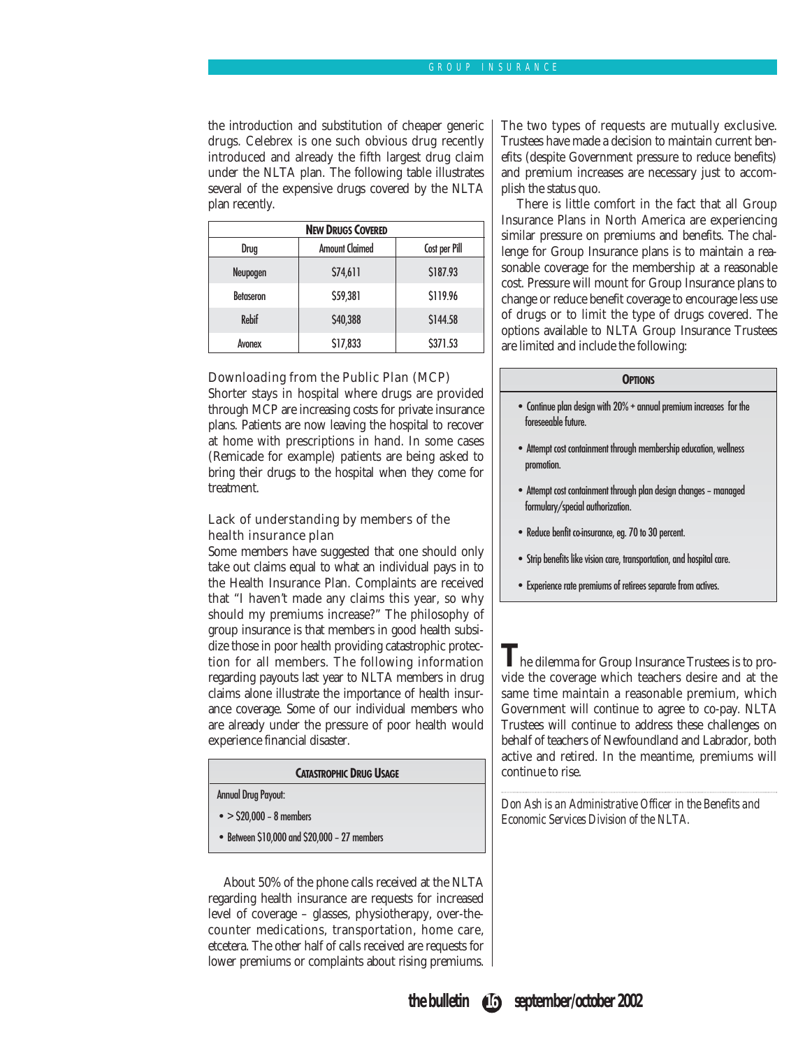the introduction and substitution of cheaper generic drugs. Celebrex is one such obvious drug recently introduced and already the fifth largest drug claim under the NLTA plan. The following table illustrates several of the expensive drugs covered by the NLTA plan recently.

| **New Drugs Covered** | | |
|---|---|---|
| Drug | Amount Claimed | Cost per Pill |
| Neupogen | $74,611 | $187.93 |
| Betaseron | $59,381 | $119.96 |
| Rebif | $40,388 | $144.58 |
| Avonex | $17,833 | $371.53 |

### Downloading from the Public Plan (MCP)

Shorter stays in hospital where drugs are provided through MCP are increasing costs for private insurance plans. Patients are now leaving the hospital to recover at home with prescriptions in hand. In some cases (Remicade for example) patients are being asked to bring their drugs to the hospital when they come for treatment.

### Lack of understanding by members of the health insurance plan

Some members have suggested that one should only take out claims equal to what an individual pays in to the Health Insurance Plan. Complaints are received that "I haven't made any claims this year, so why should my premiums increase?" The philosophy of group insurance is that members in good health subsidize those in poor health providing catastrophic protection for all members. The following information regarding payouts last year to NLTA members in drug claims alone illustrate the importance of health insurance coverage. Some of our individual members who are already under the pressure of poor health would experience financial disaster.

**Catastrophic Drug Usage**

Annual Drug Payout:

- > $20,000 – 8 members
- Between $10,000 and $20,000 – 27 members

About 50% of the phone calls received at the NLTA regarding health insurance are requests for increased level of coverage – glasses, physiotherapy, over-the-counter medications, transportation, home care, etcetera. The other half of calls received are requests for lower premiums or complaints about rising premiums. The two types of requests are mutually exclusive. Trustees have made a decision to maintain current benefits (despite Government pressure to reduce benefits) and premium increases are necessary just to accomplish the status quo.

There is little comfort in the fact that all Group Insurance Plans in North America are experiencing similar pressure on premiums and benefits. The challenge for Group Insurance plans is to maintain a reasonable coverage for the membership at a reasonable cost. Pressure will mount for Group Insurance plans to change or reduce benefit coverage to encourage less use of drugs or to limit the type of drugs covered. The options available to NLTA Group Insurance Trustees are limited and include the following:

**Options**

- Continue plan design with 20% + annual premium increases for the foreseeable future.
- Attempt cost containment through membership education, wellness promotion.
- Attempt cost containment through plan design changes – managed formulary/special authorization.
- Reduce benfit co-insurance, eg. 70 to 30 percent.
- Strip benefits like vision care, transportation, and hospital care.
- Experience rate premiums of retirees separate from actives.

The dilemma for Group Insurance Trustees is to provide the coverage which teachers desire and at the same time maintain a reasonable premium, which Government will continue to agree to co-pay. NLTA Trustees will continue to address these challenges on behalf of teachers of Newfoundland and Labrador, both active and retired. In the meantime, premiums will continue to rise.

*Don Ash is an Administrative Officer in the Benefits and Economic Services Division of the NLTA.*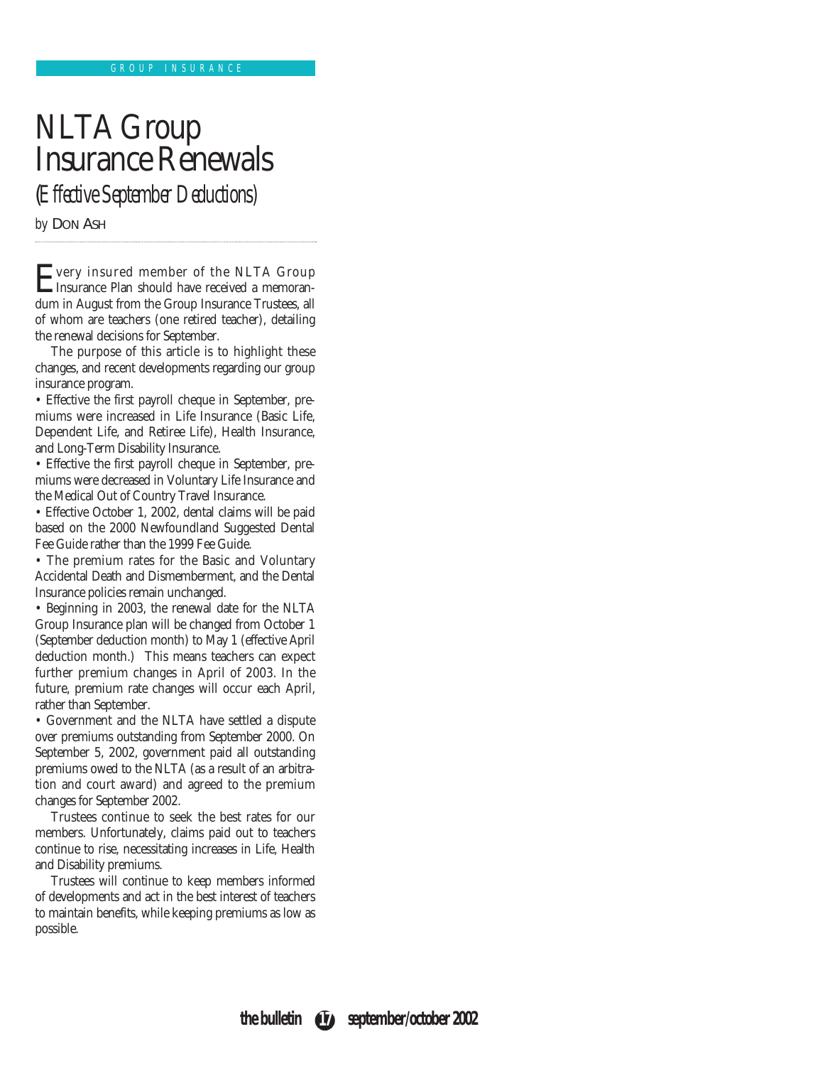GROUP INSURANCE

# NLTA Group Insurance Renewals

*(Effective September Deductions)*

by Don Ash

Every insured member of the NLTA Group Insurance Plan should have received a memorandum in August from the Group Insurance Trustees, all of whom are teachers (one retired teacher), detailing the renewal decisions for September.

The purpose of this article is to highlight these changes, and recent developments regarding our group insurance program.

- Effective the first payroll cheque in September, premiums were increased in Life Insurance (Basic Life, Dependent Life, and Retiree Life), Health Insurance, and Long-Term Disability Insurance.
- Effective the first payroll cheque in September, premiums were decreased in Voluntary Life Insurance and the Medical Out of Country Travel Insurance.
- Effective October 1, 2002, dental claims will be paid based on the 2000 Newfoundland Suggested Dental Fee Guide rather than the 1999 Fee Guide.
- The premium rates for the Basic and Voluntary Accidental Death and Dismemberment, and the Dental Insurance policies remain unchanged.
- Beginning in 2003, the renewal date for the NLTA Group Insurance plan will be changed from October 1 (September deduction month) to May 1 (effective April deduction month.) This means teachers can expect further premium changes in April of 2003. In the future, premium rate changes will occur each April, rather than September.
- Government and the NLTA have settled a dispute over premiums outstanding from September 2000. On September 5, 2002, government paid all outstanding premiums owed to the NLTA (as a result of an arbitration and court award) and agreed to the premium changes for September 2002.

Trustees continue to seek the best rates for our members. Unfortunately, claims paid out to teachers continue to rise, necessitating increases in Life, Health and Disability premiums.

Trustees will continue to keep members informed of developments and act in the best interest of teachers to maintain benefits, while keeping premiums as low as possible.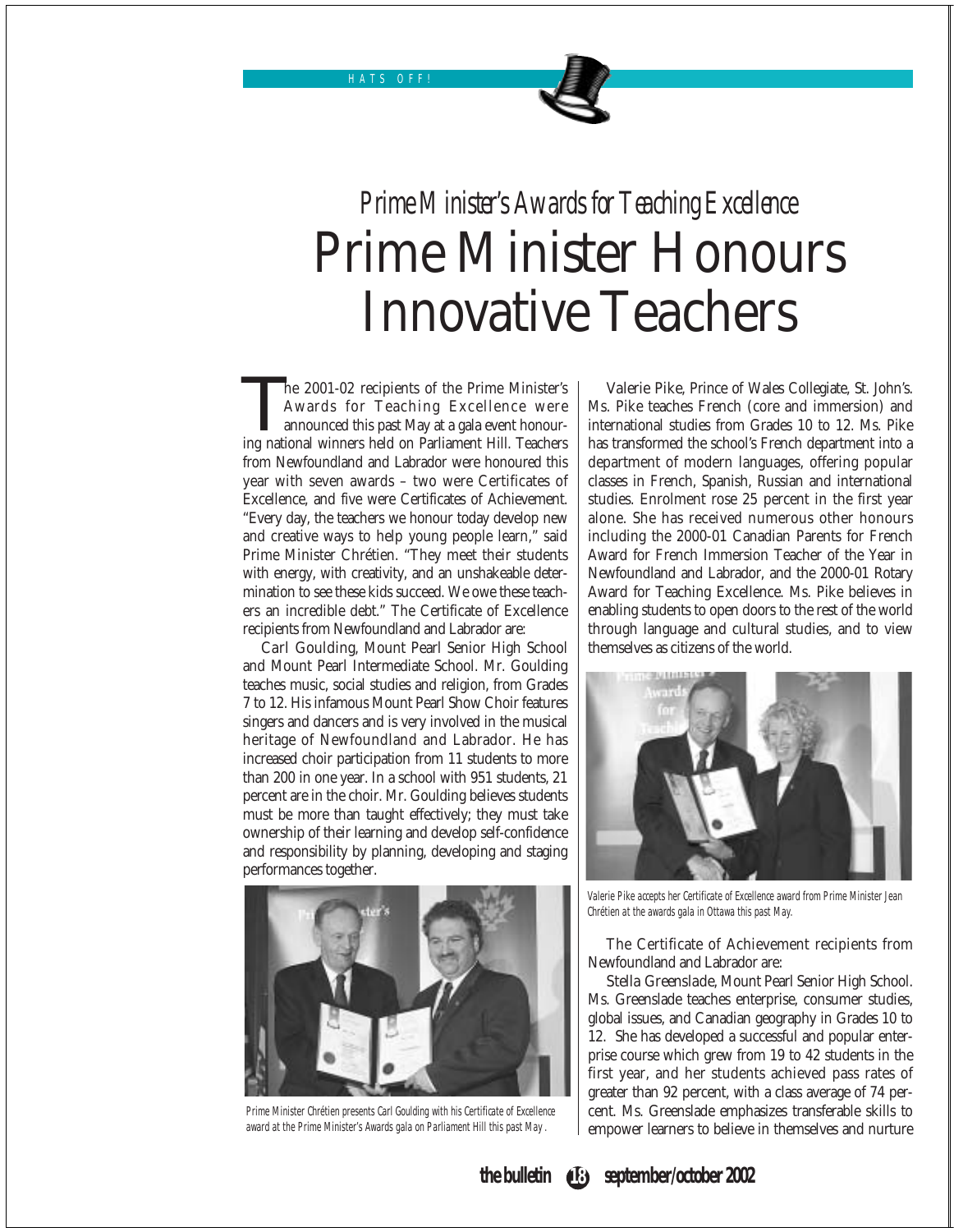HATS OFF!

## *Prime Minister's Awards for Teaching Excellence*

# Prime Minister Honours Innovative Teachers

The 2001-02 recipients of the Prime Minister's Awards for Teaching Excellence were announced this past May at a gala event honouring national winners held on Parliament Hill. Teachers from Newfoundland and Labrador were honoured this year with seven awards – two were Certificates of Excellence, and five were Certificates of Achievement. "Every day, the teachers we honour today develop new and creative ways to help young people learn," said Prime Minister Chrétien. "They meet their students with energy, with creativity, and an unshakeable determination to see these kids succeed. We owe these teachers an incredible debt." The Certificate of Excellence recipients from Newfoundland and Labrador are:

Carl Goulding, Mount Pearl Senior High School and Mount Pearl Intermediate School. Mr. Goulding teaches music, social studies and religion, from Grades 7 to 12. His infamous Mount Pearl Show Choir features singers and dancers and is very involved in the musical heritage of Newfoundland and Labrador. He has increased choir participation from 11 students to more than 200 in one year. In a school with 951 students, 21 percent are in the choir. Mr. Goulding believes students must be more than taught effectively; they must take ownership of their learning and develop self-confidence and responsibility by planning, developing and staging performances together.

*Prime Minister Chrétien presents Carl Goulding with his Certificate of Excellence award at the Prime Minister's Awards gala on Parliament Hill this past May.*

Valerie Pike, Prince of Wales Collegiate, St. John's. Ms. Pike teaches French (core and immersion) and international studies from Grades 10 to 12. Ms. Pike has transformed the school's French department into a department of modern languages, offering popular classes in French, Spanish, Russian and international studies. Enrolment rose 25 percent in the first year alone. She has received numerous other honours including the 2000-01 Canadian Parents for French Award for French Immersion Teacher of the Year in Newfoundland and Labrador, and the 2000-01 Rotary Award for Teaching Excellence. Ms. Pike believes in enabling students to open doors to the rest of the world through language and cultural studies, and to view themselves as citizens of the world.

*Valerie Pike accepts her Certificate of Excellence award from Prime Minister Jean Chrétien at the awards gala in Ottawa this past May.*

The Certificate of Achievement recipients from Newfoundland and Labrador are:

Stella Greenslade, Mount Pearl Senior High School. Ms. Greenslade teaches enterprise, consumer studies, global issues, and Canadian geography in Grades 10 to 12. She has developed a successful and popular enterprise course which grew from 19 to 42 students in the first year, and her students achieved pass rates of greater than 92 percent, with a class average of 74 percent. Ms. Greenslade emphasizes transferable skills to empower learners to believe in themselves and nurture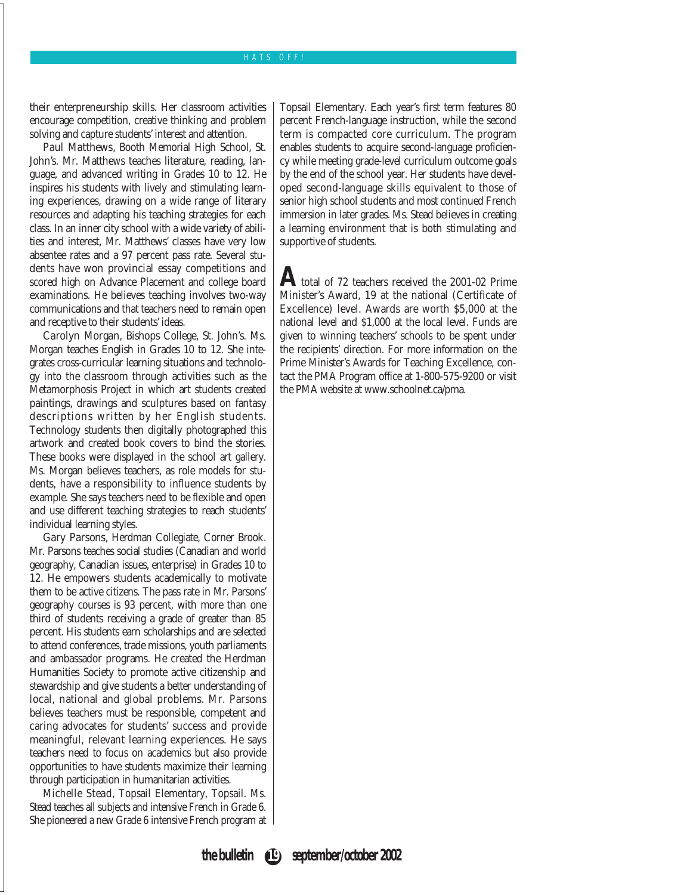their enterpreneurship skills. Her classroom activities encourage competition, creative thinking and problem solving and capture students' interest and attention.

Paul Matthews, Booth Memorial High School, St. John's. Mr. Matthews teaches literature, reading, language, and advanced writing in Grades 10 to 12. He inspires his students with lively and stimulating learning experiences, drawing on a wide range of literary resources and adapting his teaching strategies for each class. In an inner city school with a wide variety of abilities and interest, Mr. Matthews' classes have very low absentee rates and a 97 percent pass rate. Several students have won provincial essay competitions and scored high on Advance Placement and college board examinations. He believes teaching involves two-way communications and that teachers need to remain open and receptive to their students' ideas.

Carolyn Morgan, Bishops College, St. John's. Ms. Morgan teaches English in Grades 10 to 12. She integrates cross-curricular learning situations and technology into the classroom through activities such as the Metamorphosis Project in which art students created paintings, drawings and sculptures based on fantasy descriptions written by her English students. Technology students then digitally photographed this artwork and created book covers to bind the stories. These books were displayed in the school art gallery. Ms. Morgan believes teachers, as role models for students, have a responsibility to influence students by example. She says teachers need to be flexible and open and use different teaching strategies to reach students' individual learning styles.

Gary Parsons, Herdman Collegiate, Corner Brook. Mr. Parsons teaches social studies (Canadian and world geography, Canadian issues, enterprise) in Grades 10 to 12. He empowers students academically to motivate them to be active citizens. The pass rate in Mr. Parsons' geography courses is 93 percent, with more than one third of students receiving a grade of greater than 85 percent. His students earn scholarships and are selected to attend conferences, trade missions, youth parliaments and ambassador programs. He created the Herdman Humanities Society to promote active citizenship and stewardship and give students a better understanding of local, national and global problems. Mr. Parsons believes teachers must be responsible, competent and caring advocates for students' success and provide meaningful, relevant learning experiences. He says teachers need to focus on academics but also provide opportunities to have students maximize their learning through participation in humanitarian activities.

Michelle Stead, Topsail Elementary, Topsail. Ms. Stead teaches all subjects and intensive French in Grade 6. She pioneered a new Grade 6 intensive French program at Topsail Elementary. Each year's first term features 80 percent French-language instruction, while the second term is compacted core curriculum. The program enables students to acquire second-language proficiency while meeting grade-level curriculum outcome goals by the end of the school year. Her students have developed second-language skills equivalent to those of senior high school students and most continued French immersion in later grades. Ms. Stead believes in creating a learning environment that is both stimulating and supportive of students.

**A** total of 72 teachers received the 2001-02 Prime Minister's Award, 19 at the national (Certificate of Excellence) level. Awards are worth $5,000 at the national level and $1,000 at the local level. Funds are given to winning teachers' schools to be spent under the recipients' direction. For more information on the Prime Minister's Awards for Teaching Excellence, contact the PMA Program office at 1-800-575-9200 or visit the PMA website at www.schoolnet.ca/pma.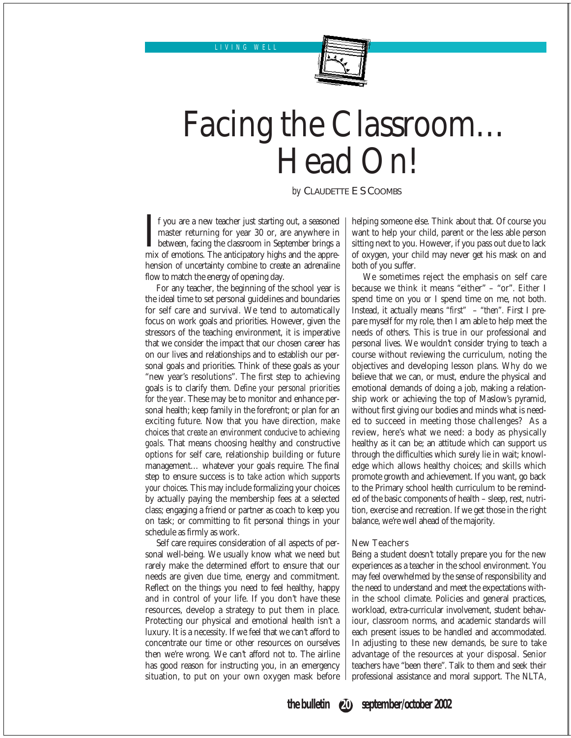# Facing the Classroom… Head On!

*by* CLAUDETTE E S COOMBS

If you are a new teacher just starting out, a seasoned master returning for year 30 or, are anywhere in between, facing the classroom in September brings a mix of emotions. The anticipatory highs and the apprehension of uncertainty combine to create an adrenaline flow to match the energy of opening day.

For any teacher, the beginning of the school year is the ideal time to set personal guidelines and boundaries for self care and survival. We tend to automatically focus on work goals and priorities. However, given the stressors of the teaching environment, it is imperative that we consider the impact that our chosen career has on our lives and relationships and to establish our personal goals and priorities. Think of these goals as your "new year's resolutions". The first step to achieving goals is to clarify them. *Define your personal priorities for the year*. These may be to monitor and enhance personal health; keep family in the forefront; or plan for an exciting future. Now that you have direction, *make choices that create an environment conducive to achieving goals*. That means choosing healthy and constructive options for self care, relationship building or future management… whatever your goals require. The final step to ensure success is to *take action which supports your choices*. This may include formalizing your choices by actually paying the membership fees at a selected class; engaging a friend or partner as coach to keep you on task; or committing to fit personal things in your schedule as firmly as work.

Self care requires consideration of all aspects of personal well-being. We usually know what we need but rarely make the determined effort to ensure that our needs are given due time, energy and commitment. Reflect on the things you need to feel healthy, happy and in control of your life. If you don't have these resources, develop a strategy to put them in place. Protecting our physical and emotional health isn't a luxury. It is a necessity. If we feel that we can't afford to concentrate our time or other resources on ourselves then we're wrong. We can't afford not to. The airline has good reason for instructing you, in an emergency situation, to put on your own oxygen mask before helping someone else. Think about that. Of course you want to help your child, parent or the less able person sitting next to you. However, if you pass out due to lack of oxygen, your child may never get his mask on and both of you suffer.

We sometimes reject the emphasis on self care because we think it means "either" – "or". *Either* I spend time on you *or* I spend time on me, not both. Instead, it actually means *"first" – "then"*. First I prepare myself for my role, then I am able to help meet the needs of others. This is true in our professional and personal lives. We wouldn't consider trying to teach a course without reviewing the curriculum, noting the objectives and developing lesson plans. Why do we believe that we can, or must, endure the physical and emotional demands of doing a job, making a relationship work or achieving the top of Maslow's pyramid, without first giving our bodies and minds what is needed to succeed in meeting those challenges? As a review, here's what we need: a body as physically healthy as it can be; an attitude which can support us through the difficulties which surely lie in wait; knowledge which allows healthy choices; and skills which promote growth and achievement. If you want, go back to the Primary school health curriculum to be reminded of the basic components of health – sleep, rest, nutrition, exercise and recreation. If we get those in the right balance, we're well ahead of the majority.

## New Teachers

Being a student doesn't totally prepare you for the new experiences as a teacher in the school environment. You may feel overwhelmed by the sense of responsibility and the need to understand and meet the expectations within the school climate. Policies and general practices, workload, extra-curricular involvement, student behaviour, classroom norms, and academic standards will each present issues to be handled and accommodated. In adjusting to these new demands, be sure to take advantage of the resources at your disposal. Senior teachers have "been there". Talk to them and seek their professional assistance and moral support. The NLTA,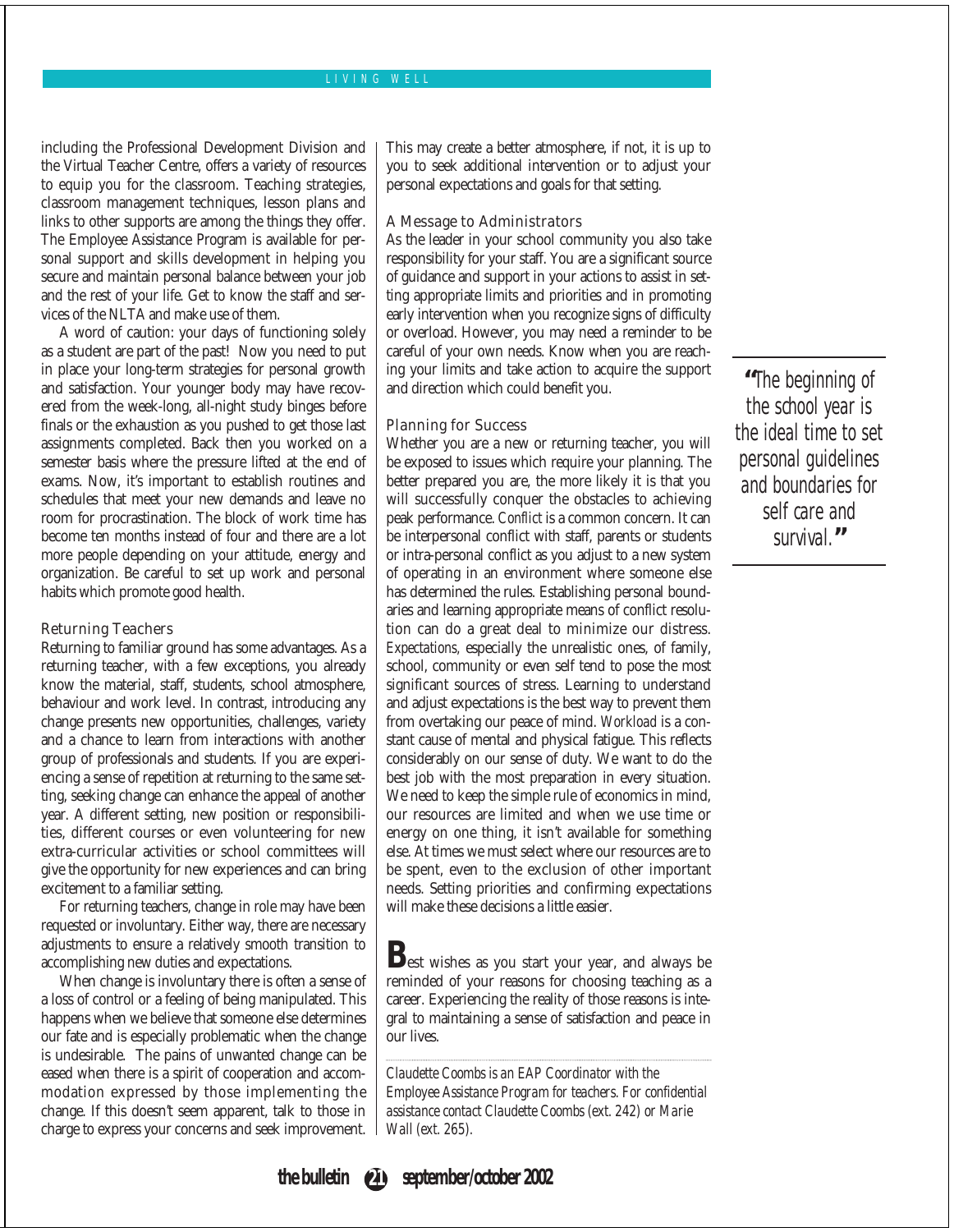including the Professional Development Division and the Virtual Teacher Centre, offers a variety of resources to equip you for the classroom. Teaching strategies, classroom management techniques, lesson plans and links to other supports are among the things they offer. The Employee Assistance Program is available for personal support and skills development in helping you secure and maintain personal balance between your job and the rest of your life. Get to know the staff and services of the NLTA and make use of them.

A word of caution: your days of functioning solely as a student are part of the past! Now you need to put in place your long-term strategies for personal growth and satisfaction. Your younger body may have recovered from the week-long, all-night study binges before finals or the exhaustion as you pushed to get those last assignments completed. Back then you worked on a semester basis where the pressure lifted at the end of exams. Now, it's important to establish routines and schedules that meet your new demands and leave no room for procrastination. The block of work time has become ten months instead of four and there are a lot more people depending on your attitude, energy and organization. Be careful to set up work and personal habits which promote good health.

### Returning Teachers

Returning to familiar ground has some advantages. As a returning teacher, with a few exceptions, you already know the material, staff, students, school atmosphere, behaviour and work level. In contrast, introducing any change presents new opportunities, challenges, variety and a chance to learn from interactions with another group of professionals and students. If you are experiencing a sense of repetition at returning to the same setting, seeking change can enhance the appeal of another year. A different setting, new position or responsibilities, different courses or even volunteering for new extra-curricular activities or school committees will give the opportunity for new experiences and can bring excitement to a familiar setting.

For returning teachers, change in role may have been requested or involuntary. Either way, there are necessary adjustments to ensure a relatively smooth transition to accomplishing new duties and expectations.

When change is involuntary there is often a sense of a loss of control or a feeling of being manipulated. This happens when we believe that someone else determines our fate and is especially problematic when the change is undesirable. The pains of unwanted change can be eased when there is a spirit of cooperation and accommodation expressed by those implementing the change. If this doesn't seem apparent, talk to those in charge to express your concerns and seek improvement. This may create a better atmosphere, if not, it is up to you to seek additional intervention or to adjust your personal expectations and goals for that setting.

### A Message to Administrators

As the leader in your school community you also take responsibility for your staff. You are a significant source of guidance and support in your actions to assist in setting appropriate limits and priorities and in promoting early intervention when you recognize signs of difficulty or overload. However, you may need a reminder to be careful of your own needs. Know when you are reaching your limits and take action to acquire the support and direction which could benefit you.

### Planning for Success

Whether you are a new or returning teacher, you will be exposed to issues which require your planning. The better prepared you are, the more likely it is that you will successfully conquer the obstacles to achieving peak performance. *Conflict* is a common concern. It can be interpersonal conflict with staff, parents or students or intra-personal conflict as you adjust to a new system of operating in an environment where someone else has determined the rules. Establishing personal boundaries and learning appropriate means of conflict resolution can do a great deal to minimize our distress. *Expectations*, especially the unrealistic ones, of family, school, community or even self tend to pose the most significant sources of stress. Learning to understand and adjust expectations is the best way to prevent them from overtaking our peace of mind. *Workload* is a constant cause of mental and physical fatigue. This reflects considerably on our sense of duty. We want to do the best job with the most preparation in every situation. We need to keep the simple rule of economics in mind, our resources are limited and when we use time or energy on one thing, it isn't available for something else. At times we must select where our resources are to be spent, even to the exclusion of other important needs. Setting priorities and confirming expectations will make these decisions a little easier.

> *"The beginning of the school year is the ideal time to set personal guidelines and boundaries for self care and survival."*

**B**est wishes as you start your year, and always be reminded of your reasons for choosing teaching as a career. Experiencing the reality of those reasons is integral to maintaining a sense of satisfaction and peace in our lives.

---

*Claudette Coombs is an EAP Coordinator with the Employee Assistance Program for teachers. For confidential assistance contact Claudette Coombs (ext. 242) or Marie Wall (ext. 265).*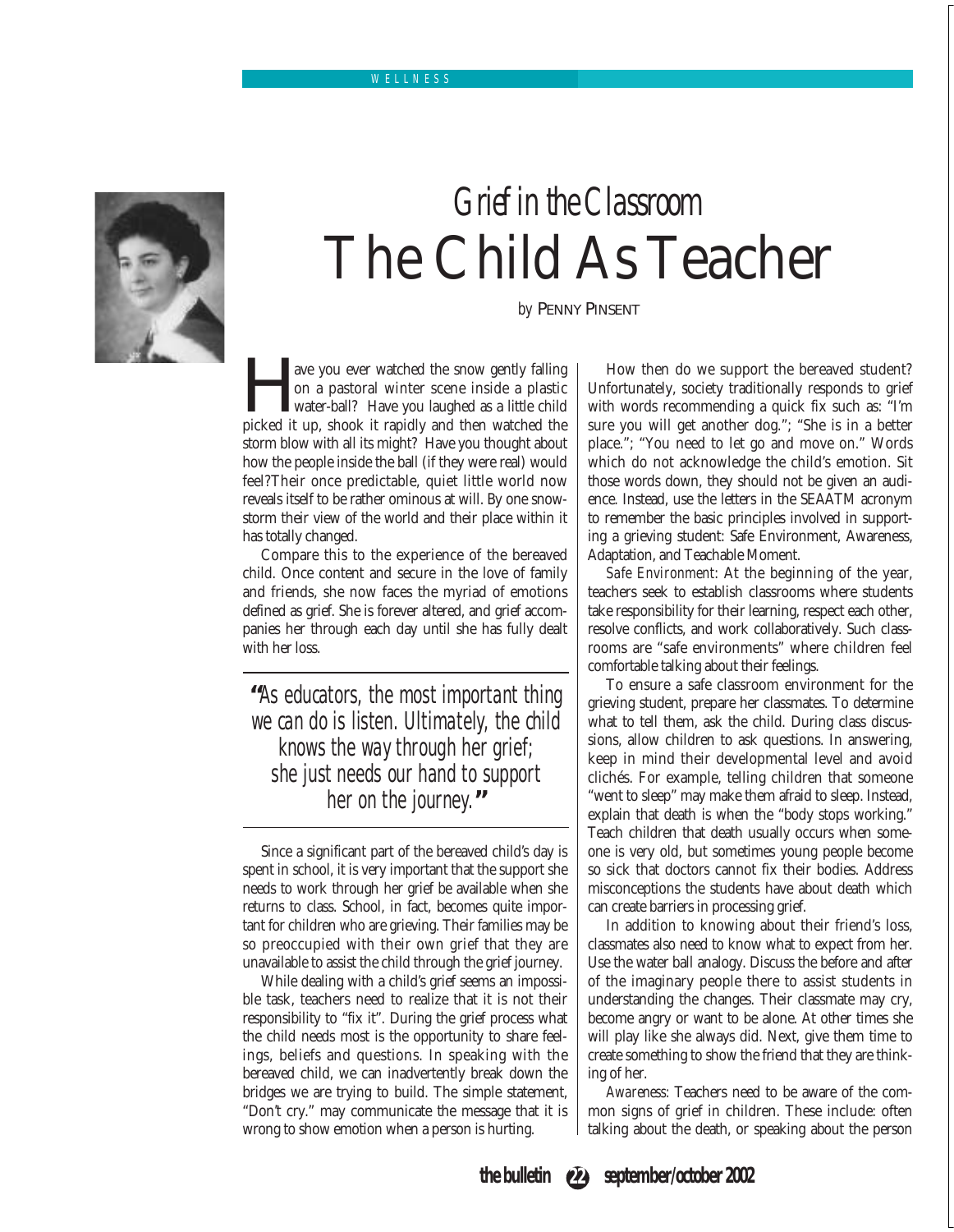# Grief in the Classroom

# The Child As Teacher

*by* PENNY PINSENT

Have you ever watched the snow gently falling on a pastoral winter scene inside a plastic water-ball? Have you laughed as a little child picked it up, shook it rapidly and then watched the storm blow with all its might? Have you thought about how the people inside the ball (if they were real) would feel?Their once predictable, quiet little world now reveals itself to be rather ominous at will. By one snowstorm their view of the world and their place within it has totally changed.

Compare this to the experience of the bereaved child. Once content and secure in the love of family and friends, she now faces the myriad of emotions defined as grief. She is forever altered, and grief accompanies her through each day until she has fully dealt with her loss.

> *"As educators, the most important thing we can do is listen. Ultimately, the child knows the way through her grief; she just needs our hand to support her on the journey."*

Since a significant part of the bereaved child's day is spent in school, it is very important that the support she needs to work through her grief be available when she returns to class. School, in fact, becomes quite important for children who are grieving. Their families may be so preoccupied with their own grief that they are unavailable to assist the child through the grief journey.

While dealing with a child's grief seems an impossible task, teachers need to realize that it is not their responsibility to "fix it". During the grief process what the child needs most is the opportunity to share feelings, beliefs and questions. In speaking with the bereaved child, we can inadvertently break down the bridges we are trying to build. The simple statement, "Don't cry." may communicate the message that it is wrong to show emotion when a person is hurting.

How then do we support the bereaved student? Unfortunately, society traditionally responds to grief with words recommending a quick fix such as: "I'm sure you will get another dog."; "She is in a better place."; "You need to let go and move on." Words which do not acknowledge the child's emotion. Sit those words down, they should not be given an audience. Instead, use the letters in the SEAATM acronym to remember the basic principles involved in supporting a grieving student: Safe Environment, Awareness, Adaptation, and Teachable Moment.

*Safe Environment*: At the beginning of the year, teachers seek to establish classrooms where students take responsibility for their learning, respect each other, resolve conflicts, and work collaboratively. Such classrooms are "safe environments" where children feel comfortable talking about their feelings.

To ensure a safe classroom environment for the grieving student, prepare her classmates. To determine what to tell them, ask the child. During class discussions, allow children to ask questions. In answering, keep in mind their developmental level and avoid clichés. For example, telling children that someone "went to sleep" may make them afraid to sleep. Instead, explain that death is when the "body stops working." Teach children that death usually occurs when someone is very old, but sometimes young people become so sick that doctors cannot fix their bodies. Address misconceptions the students have about death which can create barriers in processing grief.

In addition to knowing about their friend's loss, classmates also need to know what to expect from her. Use the water ball analogy. Discuss the before and after of the imaginary people there to assist students in understanding the changes. Their classmate may cry, become angry or want to be alone. At other times she will play like she always did. Next, give them time to create something to show the friend that they are thinking of her.

*Awareness*: Teachers need to be aware of the common signs of grief in children. These include: often talking about the death, or speaking about the person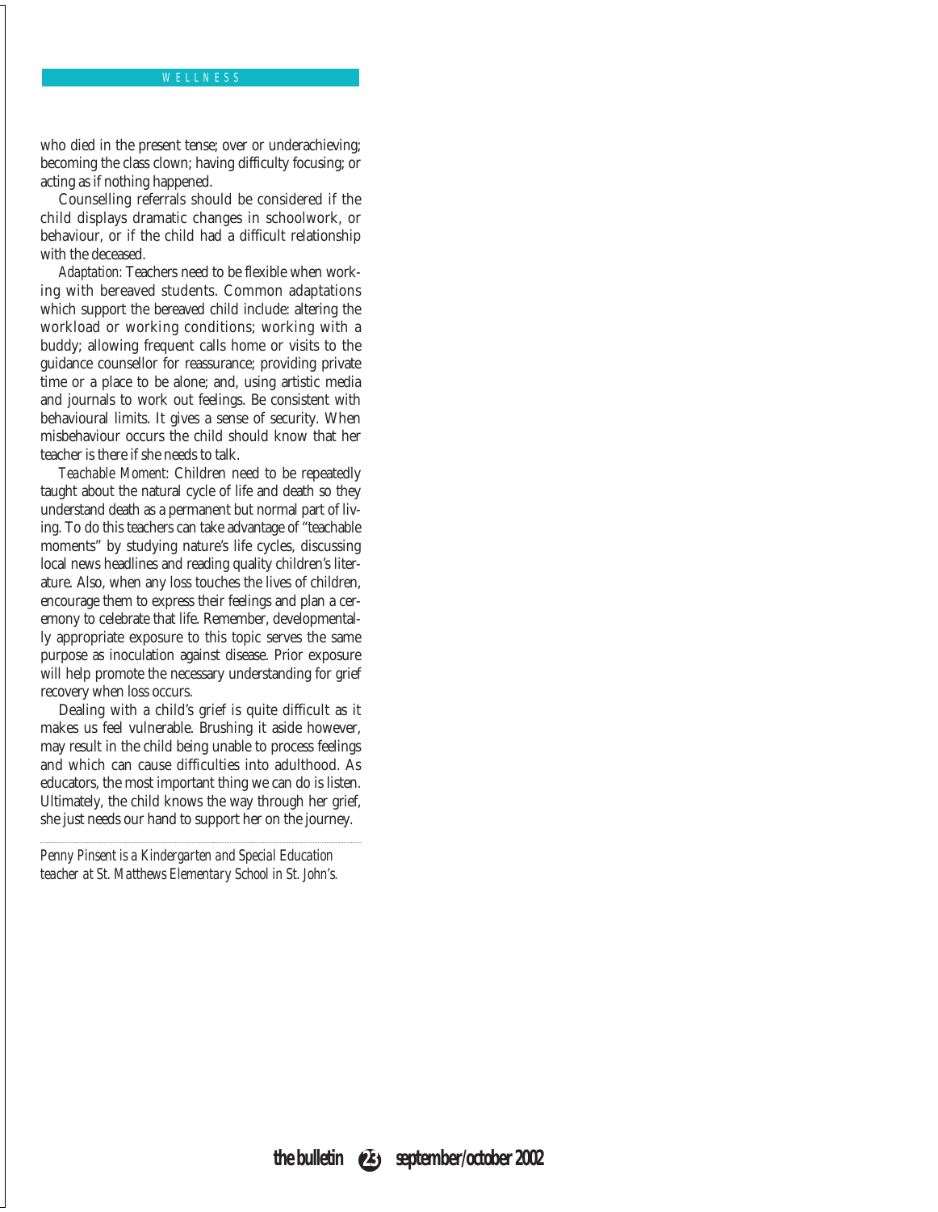who died in the present tense; over or underachieving; becoming the class clown; having difficulty focusing; or acting as if nothing happened.

Counselling referrals should be considered if the child displays dramatic changes in schoolwork, or behaviour, or if the child had a difficult relationship with the deceased.

*Adaptation:* Teachers need to be flexible when working with bereaved students. Common adaptations which support the bereaved child include: altering the workload or working conditions; working with a buddy; allowing frequent calls home or visits to the guidance counsellor for reassurance; providing private time or a place to be alone; and, using artistic media and journals to work out feelings. Be consistent with behavioural limits. It gives a sense of security. When misbehaviour occurs the child should know that her teacher is there if she needs to talk.

*Teachable Moment:* Children need to be repeatedly taught about the natural cycle of life and death so they understand death as a permanent but normal part of living. To do this teachers can take advantage of "teachable moments" by studying nature's life cycles, discussing local news headlines and reading quality children's literature. Also, when any loss touches the lives of children, encourage them to express their feelings and plan a ceremony to celebrate that life. Remember, developmentally appropriate exposure to this topic serves the same purpose as inoculation against disease. Prior exposure will help promote the necessary understanding for grief recovery when loss occurs.

Dealing with a child's grief is quite difficult as it makes us feel vulnerable. Brushing it aside however, may result in the child being unable to process feelings and which can cause difficulties into adulthood. As educators, the most important thing we can do is listen. Ultimately, the child knows the way through her grief, she just needs our hand to support her on the journey.

---

*Penny Pinsent is a Kindergarten and Special Education teacher at St. Matthews Elementary School in St. John's.*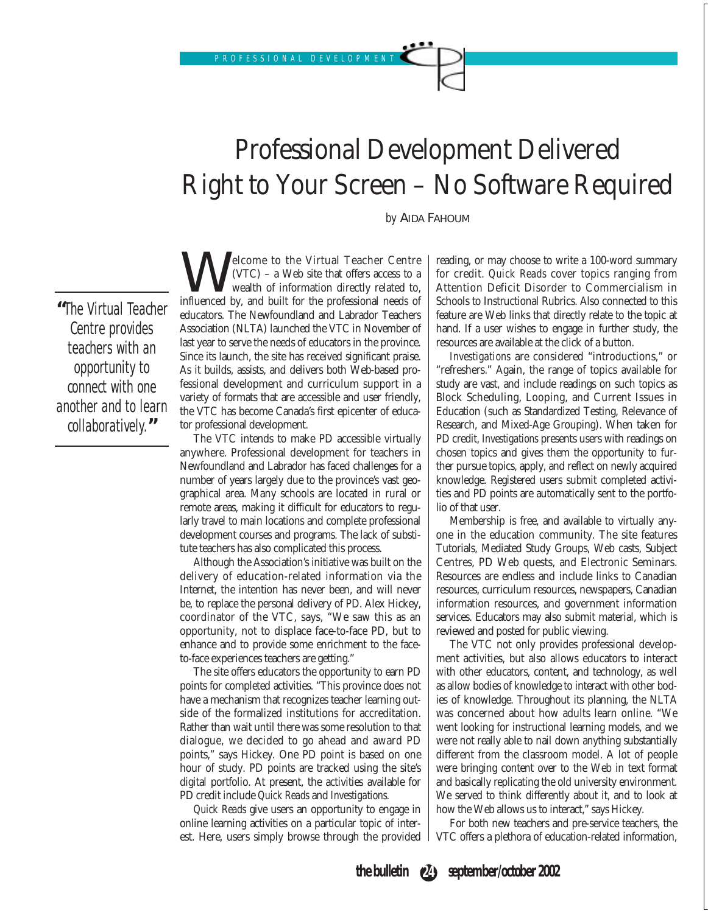# Professional Development Delivered Right to Your Screen – No Software Required

*by* AIDA FAHOUM

> *"The Virtual Teacher Centre provides teachers with an opportunity to connect with one another and to learn collaboratively."*

Welcome to the Virtual Teacher Centre (VTC) – a Web site that offers access to a wealth of information directly related to, influenced by, and built for the professional needs of educators. The Newfoundland and Labrador Teachers Association (NLTA) launched the VTC in November of last year to serve the needs of educators in the province. Since its launch, the site has received significant praise. As it builds, assists, and delivers both Web-based professional development and curriculum support in a variety of formats that are accessible and user friendly, the VTC has become Canada's first epicenter of educator professional development.

The VTC intends to make PD accessible virtually anywhere. Professional development for teachers in Newfoundland and Labrador has faced challenges for a number of years largely due to the province's vast geographical area. Many schools are located in rural or remote areas, making it difficult for educators to regularly travel to main locations and complete professional development courses and programs. The lack of substitute teachers has also complicated this process.

Although the Association's initiative was built on the delivery of education-related information via the Internet, the intention has never been, and will never be, to replace the personal delivery of PD. Alex Hickey, coordinator of the VTC, says, "We saw this as an opportunity, not to displace face-to-face PD, but to enhance and to provide some enrichment to the face-to-face experiences teachers are getting."

The site offers educators the opportunity to earn PD points for completed activities. "This province does not have a mechanism that recognizes teacher learning outside of the formalized institutions for accreditation. Rather than wait until there was some resolution to that dialogue, we decided to go ahead and award PD points," says Hickey. One PD point is based on one hour of study. PD points are tracked using the site's digital portfolio. At present, the activities available for PD credit include *Quick Reads* and *Investigations.*

*Quick Reads* give users an opportunity to engage in online learning activities on a particular topic of interest. Here, users simply browse through the provided reading, or may choose to write a 100-word summary for credit. *Quick Reads* cover topics ranging from Attention Deficit Disorder to Commercialism in Schools to Instructional Rubrics. Also connected to this feature are Web links that directly relate to the topic at hand. If a user wishes to engage in further study, the resources are available at the click of a button.

*Investigations* are considered "introductions," or "refreshers." Again, the range of topics available for study are vast, and include readings on such topics as Block Scheduling, Looping, and Current Issues in Education (such as Standardized Testing, Relevance of Research, and Mixed-Age Grouping). When taken for PD credit, *Investigations* presents users with readings on chosen topics and gives them the opportunity to further pursue topics, apply, and reflect on newly acquired knowledge. Registered users submit completed activities and PD points are automatically sent to the portfolio of that user.

Membership is free, and available to virtually anyone in the education community. The site features Tutorials, Mediated Study Groups, Web casts, Subject Centres, PD Web quests, and Electronic Seminars. Resources are endless and include links to Canadian resources, curriculum resources, newspapers, Canadian information resources, and government information services. Educators may also submit material, which is reviewed and posted for public viewing.

The VTC not only provides professional development activities, but also allows educators to interact with other educators, content, and technology, as well as allow bodies of knowledge to interact with other bodies of knowledge. Throughout its planning, the NLTA was concerned about how adults learn online. "We went looking for instructional learning models, and we were not really able to nail down anything substantially different from the classroom model. A lot of people were bringing content over to the Web in text format and basically replicating the old university environment. We served to think differently about it, and to look at how the Web allows us to interact," says Hickey.

For both new teachers and pre-service teachers, the VTC offers a plethora of education-related information,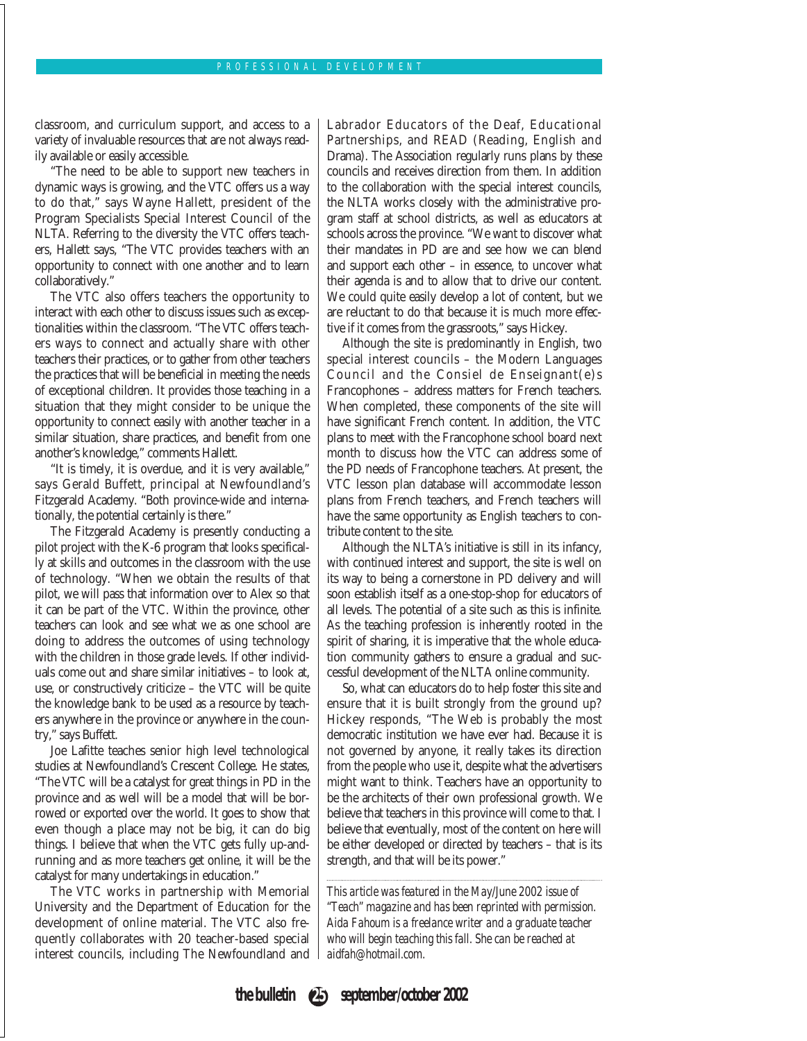classroom, and curriculum support, and access to a variety of invaluable resources that are not always readily available or easily accessible.

"The need to be able to support new teachers in dynamic ways is growing, and the VTC offers us a way to do that," says Wayne Hallett, president of the Program Specialists Special Interest Council of the NLTA. Referring to the diversity the VTC offers teachers, Hallett says, "The VTC provides teachers with an opportunity to connect with one another and to learn collaboratively."

The VTC also offers teachers the opportunity to interact with each other to discuss issues such as exceptionalities within the classroom. "The VTC offers teachers ways to connect and actually share with other teachers their practices, or to gather from other teachers the practices that will be beneficial in meeting the needs of exceptional children. It provides those teaching in a situation that they might consider to be unique the opportunity to connect easily with another teacher in a similar situation, share practices, and benefit from one another's knowledge," comments Hallett.

"It is timely, it is overdue, and it is very available," says Gerald Buffett, principal at Newfoundland's Fitzgerald Academy. "Both province-wide and internationally, the potential certainly is there."

The Fitzgerald Academy is presently conducting a pilot project with the K-6 program that looks specifically at skills and outcomes in the classroom with the use of technology. "When we obtain the results of that pilot, we will pass that information over to Alex so that it can be part of the VTC. Within the province, other teachers can look and see what we as one school are doing to address the outcomes of using technology with the children in those grade levels. If other individuals come out and share similar initiatives – to look at, use, or constructively criticize – the VTC will be quite the knowledge bank to be used as a resource by teachers anywhere in the province or anywhere in the country," says Buffett.

Joe Lafitte teaches senior high level technological studies at Newfoundland's Crescent College. He states, "The VTC will be a catalyst for great things in PD in the province and as well will be a model that will be borrowed or exported over the world. It goes to show that even though a place may not be big, it can do big things. I believe that when the VTC gets fully up-and-running and as more teachers get online, it will be the catalyst for many undertakings in education."

The VTC works in partnership with Memorial University and the Department of Education for the development of online material. The VTC also frequently collaborates with 20 teacher-based special interest councils, including The Newfoundland and Labrador Educators of the Deaf, Educational Partnerships, and READ (Reading, English and Drama). The Association regularly runs plans by these councils and receives direction from them. In addition to the collaboration with the special interest councils, the NLTA works closely with the administrative program staff at school districts, as well as educators at schools across the province. "We want to discover what their mandates in PD are and see how we can blend and support each other – in essence, to uncover what their agenda is and to allow that to drive our content. We could quite easily develop a lot of content, but we are reluctant to do that because it is much more effective if it comes from the grassroots," says Hickey.

Although the site is predominantly in English, two special interest councils – the Modern Languages Council and the Consiel de Enseignant(e)s Francophones – address matters for French teachers. When completed, these components of the site will have significant French content. In addition, the VTC plans to meet with the Francophone school board next month to discuss how the VTC can address some of the PD needs of Francophone teachers. At present, the VTC lesson plan database will accommodate lesson plans from French teachers, and French teachers will have the same opportunity as English teachers to contribute content to the site.

Although the NLTA's initiative is still in its infancy, with continued interest and support, the site is well on its way to being a cornerstone in PD delivery and will soon establish itself as a one-stop-shop for educators of all levels. The potential of a site such as this is infinite. As the teaching profession is inherently rooted in the spirit of sharing, it is imperative that the whole education community gathers to ensure a gradual and successful development of the NLTA online community.

So, what can educators do to help foster this site and ensure that it is built strongly from the ground up? Hickey responds, "The Web is probably the most democratic institution we have ever had. Because it is not governed by anyone, it really takes its direction from the people who use it, despite what the advertisers might want to think. Teachers have an opportunity to be the architects of their own professional growth. We believe that teachers in this province will come to that. I believe that eventually, most of the content on here will be either developed or directed by teachers – that is its strength, and that will be its power."

*This article was featured in the May/June 2002 issue of "Teach" magazine and has been reprinted with permission. Aida Fahoum is a freelance writer and a graduate teacher who will begin teaching this fall. She can be reached at aidfah@hotmail.com.*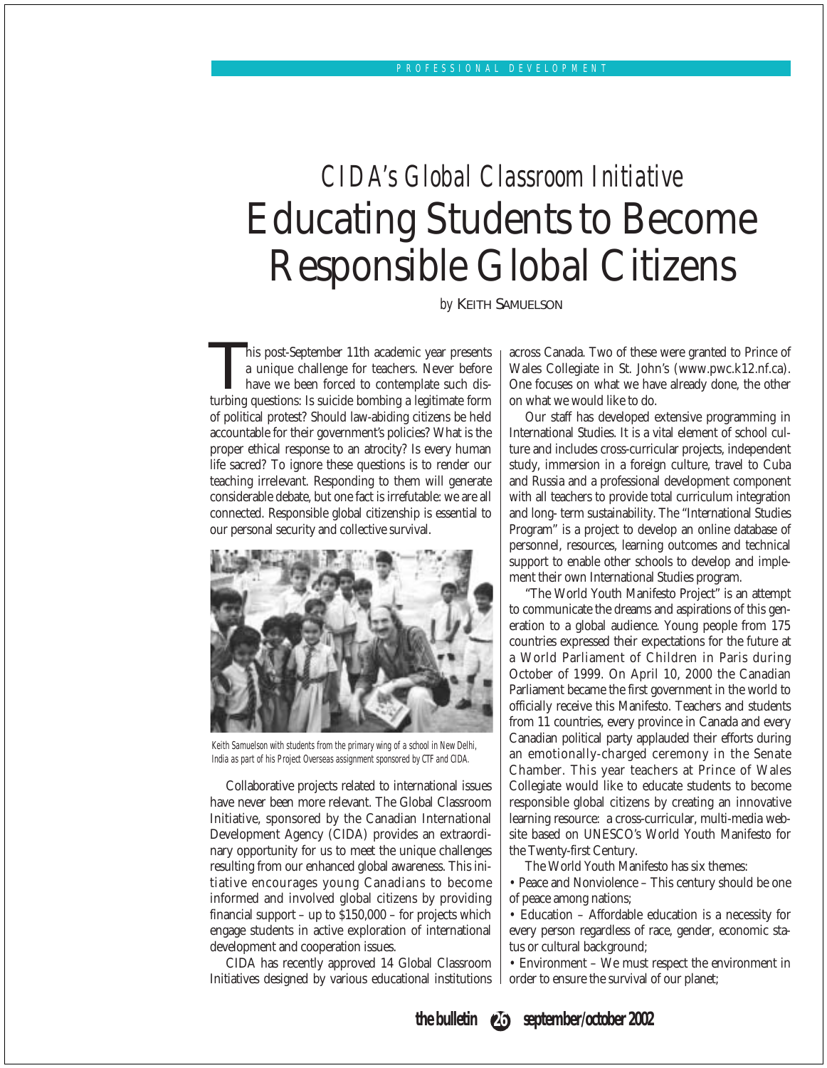PROFESSIONAL DEVELOPMENT

# *CIDA's Global Classroom Initiative*
# Educating Students to Become Responsible Global Citizens

*by* KEITH SAMUELSON

This post-September 11th academic year presents a unique challenge for teachers. Never before have we been forced to contemplate such disturbing questions: Is suicide bombing a legitimate form of political protest? Should law-abiding citizens be held accountable for their government's policies? What is the proper ethical response to an atrocity? Is every human life sacred? To ignore these questions is to render our teaching irrelevant. Responding to them will generate considerable debate, but one fact is irrefutable: we are all connected. Responsible global citizenship is essential to our personal security and collective survival.

Keith Samuelson with students from the primary wing of a school in New Delhi, India as part of his Project Overseas assignment sponsored by CTF and CIDA.

Collaborative projects related to international issues have never been more relevant. The Global Classroom Initiative, sponsored by the Canadian International Development Agency (CIDA) provides an extraordinary opportunity for us to meet the unique challenges resulting from our enhanced global awareness. This initiative encourages young Canadians to become informed and involved global citizens by providing financial support – up to $150,000 – for projects which engage students in active exploration of international development and cooperation issues.

CIDA has recently approved 14 Global Classroom Initiatives designed by various educational institutions across Canada. Two of these were granted to Prince of Wales Collegiate in St. John's (www.pwc.k12.nf.ca). One focuses on what we have already done, the other on what we would like to do.

Our staff has developed extensive programming in International Studies. It is a vital element of school culture and includes cross-curricular projects, independent study, immersion in a foreign culture, travel to Cuba and Russia and a professional development component with all teachers to provide total curriculum integration and long- term sustainability. The "International Studies Program" is a project to develop an online database of personnel, resources, learning outcomes and technical support to enable other schools to develop and implement their own International Studies program.

"The World Youth Manifesto Project" is an attempt to communicate the dreams and aspirations of this generation to a global audience. Young people from 175 countries expressed their expectations for the future at a World Parliament of Children in Paris during October of 1999. On April 10, 2000 the Canadian Parliament became the first government in the world to officially receive this Manifesto. Teachers and students from 11 countries, every province in Canada and every Canadian political party applauded their efforts during an emotionally-charged ceremony in the Senate Chamber. This year teachers at Prince of Wales Collegiate would like to educate students to become responsible global citizens by creating an innovative learning resource: a cross-curricular, multi-media website based on UNESCO's World Youth Manifesto for the Twenty-first Century.

The World Youth Manifesto has six themes:

- Peace and Nonviolence – This century should be one of peace among nations;
- Education – Affordable education is a necessity for every person regardless of race, gender, economic status or cultural background;
- Environment – We must respect the environment in order to ensure the survival of our planet;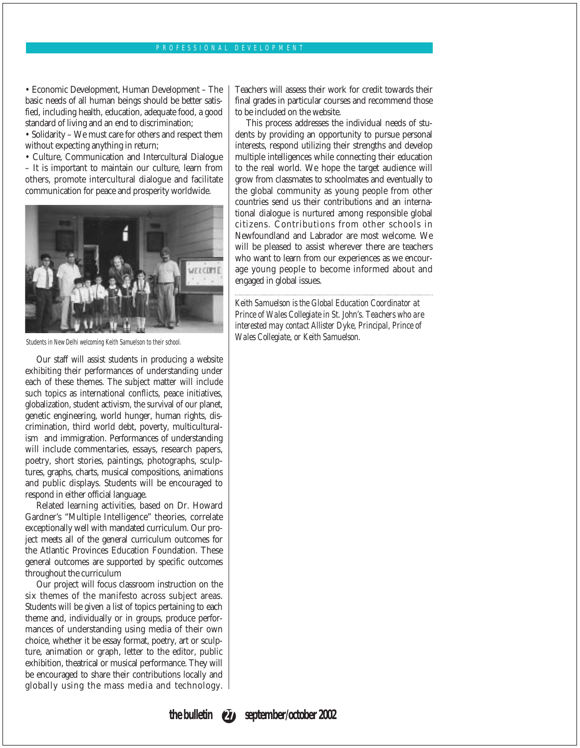• Economic Development, Human Development – The basic needs of all human beings should be better satisfied, including health, education, adequate food, a good standard of living and an end to discrimination;

• Solidarity – We must care for others and respect them without expecting anything in return;

• Culture, Communication and Intercultural Dialogue – It is important to maintain our culture, learn from others, promote intercultural dialogue and facilitate communication for peace and prosperity worldwide.

Students in New Delhi welcoming Keith Samuelson to their school.

Our staff will assist students in producing a website exhibiting their performances of understanding under each of these themes. The subject matter will include such topics as international conflicts, peace initiatives, globalization, student activism, the survival of our planet, genetic engineering, world hunger, human rights, discrimination, third world debt, poverty, multiculturalism and immigration. Performances of understanding will include commentaries, essays, research papers, poetry, short stories, paintings, photographs, sculptures, graphs, charts, musical compositions, animations and public displays. Students will be encouraged to respond in either official language.

Related learning activities, based on Dr. Howard Gardner's "Multiple Intelligence" theories, correlate exceptionally well with mandated curriculum. Our project meets all of the general curriculum outcomes for the Atlantic Provinces Education Foundation. These general outcomes are supported by specific outcomes throughout the curriculum

Our project will focus classroom instruction on the six themes of the manifesto across subject areas. Students will be given a list of topics pertaining to each theme and, individually or in groups, produce performances of understanding using media of their own choice, whether it be essay format, poetry, art or sculpture, animation or graph, letter to the editor, public exhibition, theatrical or musical performance. They will be encouraged to share their contributions locally and globally using the mass media and technology. Teachers will assess their work for credit towards their final grades in particular courses and recommend those to be included on the website.

This process addresses the individual needs of students by providing an opportunity to pursue personal interests, respond utilizing their strengths and develop multiple intelligences while connecting their education to the real world. We hope the target audience will grow from classmates to schoolmates and eventually to the global community as young people from other countries send us their contributions and an international dialogue is nurtured among responsible global citizens. Contributions from other schools in Newfoundland and Labrador are most welcome. We will be pleased to assist wherever there are teachers who want to learn from our experiences as we encourage young people to become informed about and engaged in global issues.

---

*Keith Samuelson is the Global Education Coordinator at Prince of Wales Collegiate in St. John's. Teachers who are interested may contact Allister Dyke, Principal, Prince of Wales Collegiate, or Keith Samuelson.*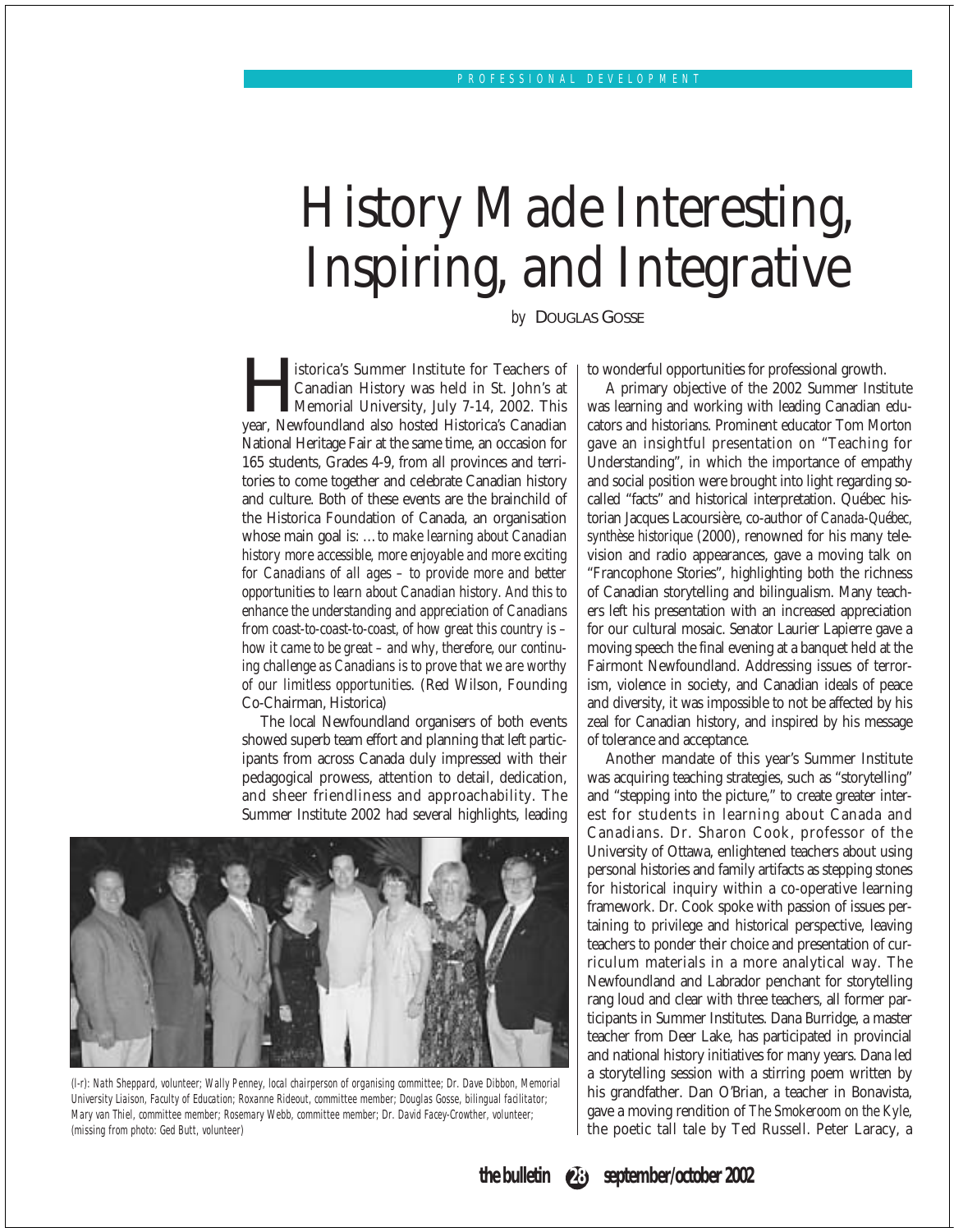# History Made Interesting, Inspiring, and Integrative

*by* DOUGLAS GOSSE

Historica's Summer Institute for Teachers of Canadian History was held in St. John's at Memorial University, July 7-14, 2002. This year, Newfoundland also hosted Historica's Canadian National Heritage Fair at the same time, an occasion for 165 students, Grades 4-9, from all provinces and territories to come together and celebrate Canadian history and culture. Both of these events are the brainchild of the Historica Foundation of Canada, an organisation whose main goal is: *…to make learning about Canadian history more accessible, more enjoyable and more exciting for Canadians of all ages – to provide more and better opportunities to learn about Canadian history. And this to enhance the understanding and appreciation of Canadians from coast-to-coast-to-coast, of how great this country is – how it came to be great – and why, therefore, our continuing challenge as Canadians is to prove that we are worthy of our limitless opportunities.* (Red Wilson, Founding Co-Chairman, Historica)

The local Newfoundland organisers of both events showed superb team effort and planning that left participants from across Canada duly impressed with their pedagogical prowess, attention to detail, dedication, and sheer friendliness and approachability. The Summer Institute 2002 had several highlights, leading to wonderful opportunities for professional growth.

(l-r): Nath Sheppard, volunteer; Wally Penney, local chairperson of organising committee; Dr. Dave Dibbon, Memorial University Liaison, Faculty of Education; Roxanne Rideout, committee member; Douglas Gosse, bilingual facilitator; Mary van Thiel, committee member; Rosemary Webb, committee member; Dr. David Facey-Crowther, volunteer; (missing from photo: Ged Butt, volunteer)

A primary objective of the 2002 Summer Institute was learning and working with leading Canadian educators and historians. Prominent educator Tom Morton gave an insightful presentation on "Teaching for Understanding", in which the importance of empathy and social position were brought into light regarding so-called "facts" and historical interpretation. Québec historian Jacques Lacoursière, co-author of *Canada-Québec, synthèse historique* (2000), renowned for his many television and radio appearances, gave a moving talk on "Francophone Stories", highlighting both the richness of Canadian storytelling and bilingualism. Many teachers left his presentation with an increased appreciation for our cultural mosaic. Senator Laurier Lapierre gave a moving speech the final evening at a banquet held at the Fairmont Newfoundland. Addressing issues of terrorism, violence in society, and Canadian ideals of peace and diversity, it was impossible to not be affected by his zeal for Canadian history, and inspired by his message of tolerance and acceptance.

Another mandate of this year's Summer Institute was acquiring teaching strategies, such as "storytelling" and "stepping into the picture," to create greater interest for students in learning about Canada and Canadians. Dr. Sharon Cook, professor of the University of Ottawa, enlightened teachers about using personal histories and family artifacts as stepping stones for historical inquiry within a co-operative learning framework. Dr. Cook spoke with passion of issues pertaining to privilege and historical perspective, leaving teachers to ponder their choice and presentation of curriculum materials in a more analytical way. The Newfoundland and Labrador penchant for storytelling rang loud and clear with three teachers, all former participants in Summer Institutes. Dana Burridge, a master teacher from Deer Lake, has participated in provincial and national history initiatives for many years. Dana led a storytelling session with a stirring poem written by his grandfather. Dan O'Brian, a teacher in Bonavista, gave a moving rendition of *The Smokeroom on the Kyle*, the poetic tall tale by Ted Russell. Peter Laracy, a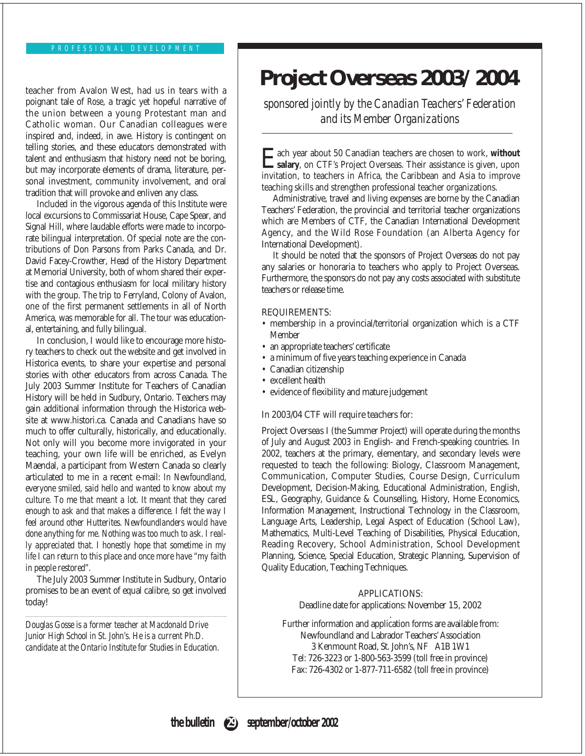teacher from Avalon West, had us in tears with a poignant tale of *Rose*, a tragic yet hopeful narrative of the union between a young Protestant man and Catholic woman. Our Canadian colleagues were inspired and, indeed, in awe. History is contingent on telling stories, and these educators demonstrated with talent and enthusiasm that history need not be boring, but may incorporate elements of drama, literature, personal investment, community involvement, and oral tradition that will provoke and enliven any class.

Included in the vigorous agenda of this Institute were local excursions to Commissariat House, Cape Spear, and Signal Hill, where laudable efforts were made to incorporate bilingual interpretation. Of special note are the contributions of Don Parsons from Parks Canada, and Dr. David Facey-Crowther, Head of the History Department at Memorial University, both of whom shared their expertise and contagious enthusiasm for local military history with the group. The trip to Ferryland, Colony of Avalon, one of the first permanent settlements in all of North America, was memorable for all. The tour was educational, entertaining, and fully bilingual.

In conclusion, I would like to encourage more history teachers to check out the website and get involved in Historica events, to share your expertise and personal stories with other educators from across Canada. The July 2003 Summer Institute for Teachers of Canadian History will be held in Sudbury, Ontario. Teachers may gain additional information through the Historica website at www.histori.ca. Canada and Canadians have so much to offer culturally, historically, and educationally. Not only will you become more invigorated in your teaching, your own life will be enriched, as Evelyn Maendal, a participant from Western Canada so clearly articulated to me in a recent e-mail: *In Newfoundland, everyone smiled, said hello and wanted to know about my culture. To me that meant a lot. It meant that they cared enough to ask and that makes a difference. I felt the way I feel around other Hutterites. Newfoundlanders would have done anything for me. Nothing was too much to ask. I really appreciated that. I honestly hope that sometime in my life I can return to this place and once more have "my faith in people restored".*

The July 2003 Summer Institute in Sudbury, Ontario promises to be an event of equal calibre, so get involved today!

---

*Douglas Gosse is a former teacher at Macdonald Drive Junior High School in St. John's. He is a current Ph.D. candidate at the Ontario Institute for Studies in Education.*

# Project Overseas 2003/2004

*sponsored jointly by the Canadian Teachers' Federation and its Member Organizations*

Each year about 50 Canadian teachers are chosen to work, **without salary**, on CTF's Project Overseas. Their assistance is given, upon invitation, to teachers in Africa, the Caribbean and Asia to improve teaching skills and strengthen professional teacher organizations.

Administrative, travel and living expenses are borne by the Canadian Teachers' Federation, the provincial and territorial teacher organizations which are Members of CTF, the Canadian International Development Agency, and the Wild Rose Foundation (an Alberta Agency for International Development).

It should be noted that the sponsors of Project Overseas do not pay any salaries or honoraria to teachers who apply to Project Overseas. Furthermore, the sponsors do not pay any costs associated with substitute teachers or release time.

REQUIREMENTS:

- membership in a provincial/territorial organization which is a CTF Member
- an appropriate teachers' certificate
- a minimum of five years teaching experience in Canada
- Canadian citizenship
- excellent health
- evidence of flexibility and mature judgement

In 2003/04 CTF will require teachers for:

Project Overseas I (the Summer Project) will operate during the months of July and August 2003 in English- and French-speaking countries. In 2002, teachers at the primary, elementary, and secondary levels were requested to teach the following: Biology, Classroom Management, Communication, Computer Studies, Course Design, Curriculum Development, Decision-Making, Educational Administration, English, ESL, Geography, Guidance & Counselling, History, Home Economics, Information Management, Instructional Technology in the Classroom, Language Arts, Leadership, Legal Aspect of Education (School Law), Mathematics, Multi-Level Teaching of Disabilities, Physical Education, Reading Recovery, School Administration, School Development Planning, Science, Special Education, Strategic Planning, Supervision of Quality Education, Teaching Techniques.

APPLICATIONS:
Deadline date for applications: November 15, 2002

Further information and application forms are available from:
Newfoundland and Labrador Teachers' Association
3 Kenmount Road, St. John's, NF A1B 1W1
Tel: 726-3223 or 1-800-563-3599 (toll free in province)
Fax: 726-4302 or 1-877-711-6582 (toll free in province)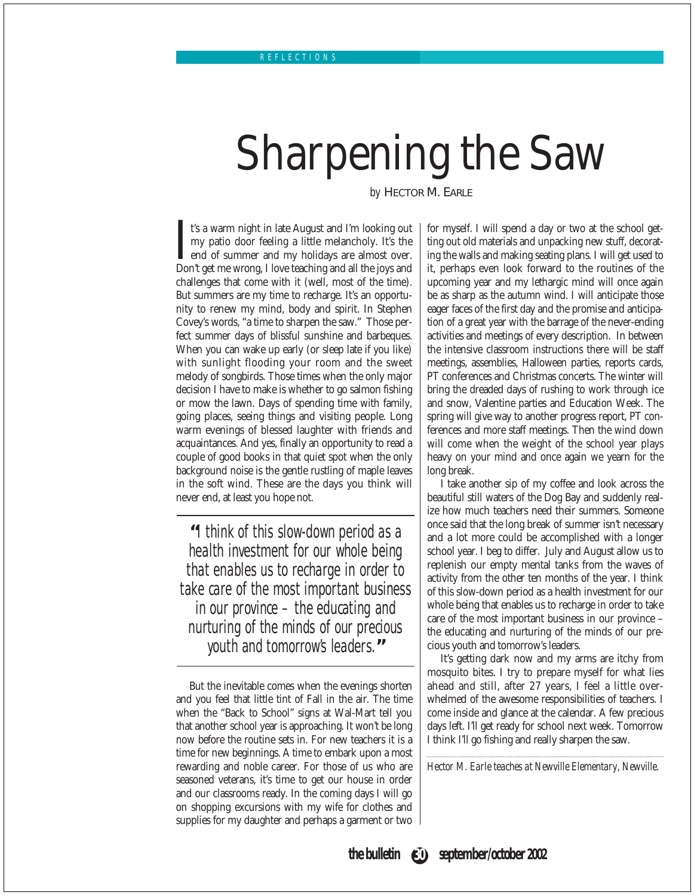REFLECTIONS

# Sharpening the Saw

by HECTOR M. EARLE

It's a warm night in late August and I'm looking out my patio door feeling a little melancholy. It's the end of summer and my holidays are almost over. Don't get me wrong, I love teaching and all the joys and challenges that come with it (well, most of the time). But summers are my time to recharge. It's an opportunity to renew my mind, body and spirit. In Stephen Covey's words, "a time to sharpen the saw." Those perfect summer days of blissful sunshine and barbeques. When you can wake up early (or sleep late if you like) with sunlight flooding your room and the sweet melody of songbirds. Those times when the only major decision I have to make is whether to go salmon fishing or mow the lawn. Days of spending time with family, going places, seeing things and visiting people. Long warm evenings of blessed laughter with friends and acquaintances. And yes, finally an opportunity to read a couple of good books in that quiet spot when the only background noise is the gentle rustling of maple leaves in the soft wind. These are the days you think will never end, at least you hope not.

> *"I think of this slow-down period as a health investment for our whole being that enables us to recharge in order to take care of the most important business in our province – the educating and nurturing of the minds of our precious youth and tomorrow's leaders."*

But the inevitable comes when the evenings shorten and you feel that little tint of Fall in the air. The time when the "Back to School" signs at Wal-Mart tell you that another school year is approaching. It won't be long now before the routine sets in. For new teachers it is a time for new beginnings. A time to embark upon a most rewarding and noble career. For those of us who are seasoned veterans, it's time to get our house in order and our classrooms ready. In the coming days I will go on shopping excursions with my wife for clothes and supplies for my daughter and perhaps a garment or two for myself. I will spend a day or two at the school getting out old materials and unpacking new stuff, decorating the walls and making seating plans. I will get used to it, perhaps even look forward to the routines of the upcoming year and my lethargic mind will once again be as sharp as the autumn wind. I will anticipate those eager faces of the first day and the promise and anticipation of a great year with the barrage of the never-ending activities and meetings of every description. In between the intensive classroom instructions there will be staff meetings, assemblies, Halloween parties, reports cards, PT conferences and Christmas concerts. The winter will bring the dreaded days of rushing to work through ice and snow, Valentine parties and Education Week. The spring will give way to another progress report, PT conferences and more staff meetings. Then the wind down will come when the weight of the school year plays heavy on your mind and once again we yearn for the long break.

I take another sip of my coffee and look across the beautiful still waters of the Dog Bay and suddenly realize how much teachers need their summers. Someone once said that the long break of summer isn't necessary and a lot more could be accomplished with a longer school year. I beg to differ. July and August allow us to replenish our empty mental tanks from the waves of activity from the other ten months of the year. I think of this slow-down period as a health investment for our whole being that enables us to recharge in order to take care of the most important business in our province – the educating and nurturing of the minds of our precious youth and tomorrow's leaders.

It's getting dark now and my arms are itchy from mosquito bites. I try to prepare myself for what lies ahead and still, after 27 years, I feel a little overwhelmed of the awesome responsibilities of teachers. I come inside and glance at the calendar. A few precious days left. I'll get ready for school next week. Tomorrow I think I'll go fishing and really sharpen the saw.

*Hector M. Earle teaches at Newville Elementary, Newville.*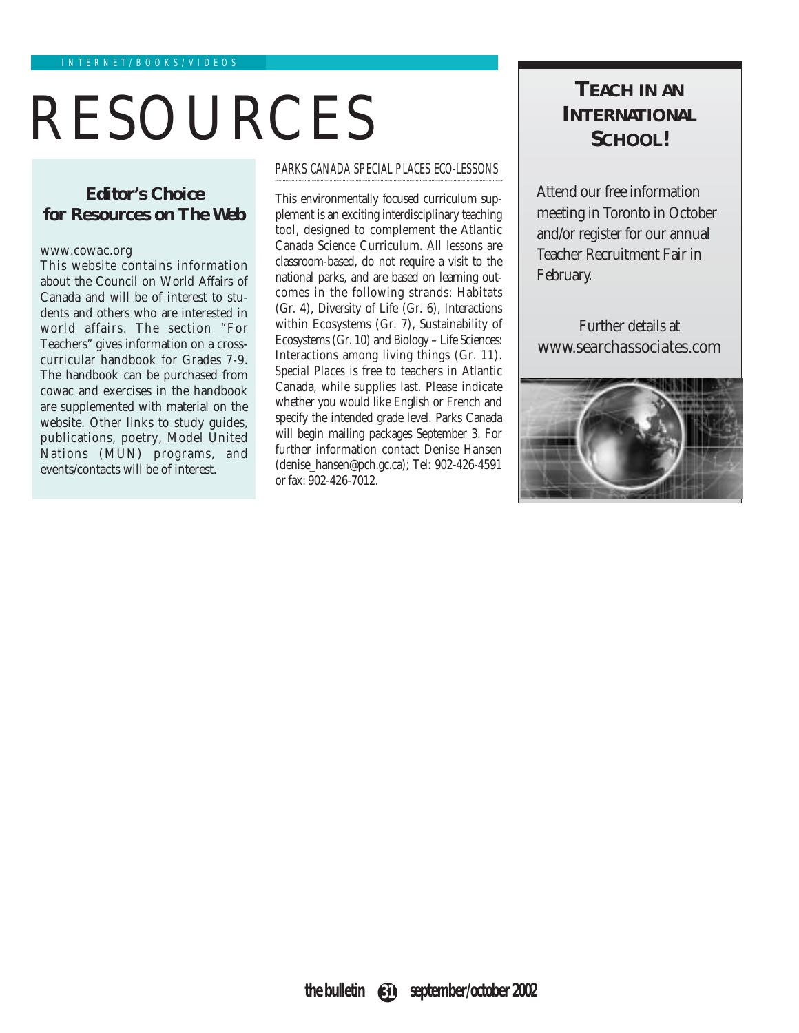INTERNET/BOOKS/VIDEOS

# RESOURCES

## Editor's Choice for Resources on The Web

www.cowac.org

This website contains information about the Council on World Affairs of Canada and will be of interest to students and others who are interested in world affairs. The section "For Teachers" gives information on a cross-curricular handbook for Grades 7-9. The handbook can be purchased from cowac and exercises in the handbook are supplemented with material on the website. Other links to study guides, publications, poetry, Model United Nations (MUN) programs, and events/contacts will be of interest.

### PARKS CANADA SPECIAL PLACES ECO-LESSONS

This environmentally focused curriculum supplement is an exciting interdisciplinary teaching tool, designed to complement the Atlantic Canada Science Curriculum. All lessons are classroom-based, do not require a visit to the national parks, and are based on learning outcomes in the following strands: Habitats (Gr. 4), Diversity of Life (Gr. 6), Interactions within Ecosystems (Gr. 7), Sustainability of Ecosystems (Gr. 10) and Biology – Life Sciences: Interactions among living things (Gr. 11). *Special Places* is free to teachers in Atlantic Canada, while supplies last. Please indicate whether you would like English or French and specify the intended grade level. Parks Canada will begin mailing packages September 3. For further information contact Denise Hansen (denise_hansen@pch.gc.ca); Tel: 902-426-4591 or fax: 902-426-7012.

## TEACH IN AN INTERNATIONAL SCHOOL!

Attend our free information meeting in Toronto in October and/or register for our annual Teacher Recruitment Fair in February.

Further details at www.searchassociates.com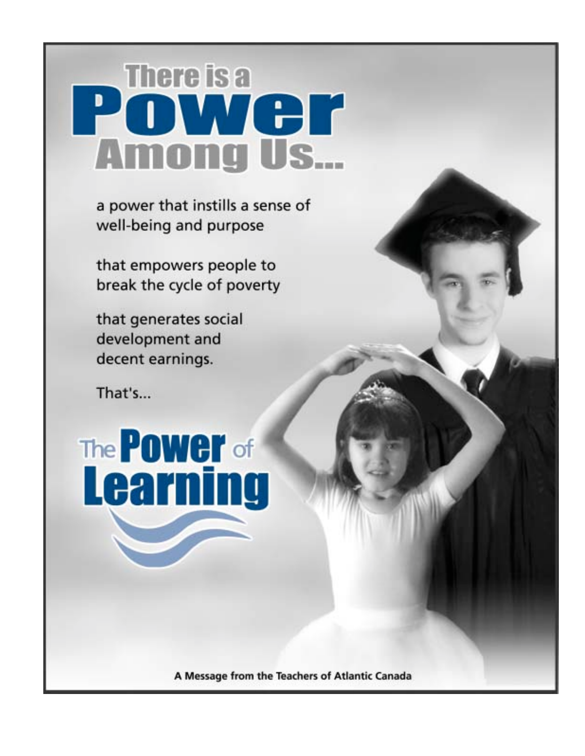# There is a Power Among Us...

a power that instills a sense of well-being and purpose

that empowers people to break the cycle of poverty

that generates social development and decent earnings.

That's...

## The Power of Learning

**A Message from the Teachers of Atlantic Canada**